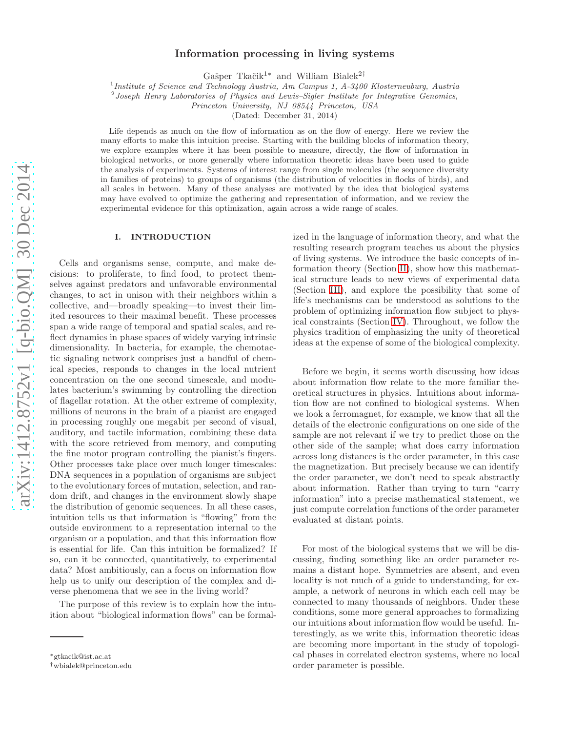# Information processing in living systems

Gašper Tkačik[1*] and William Bialek[2†]

[1] *Institute of Science and Technology Austria, Am Campus 1, A-3400 Klosterneuburg, Austria*
[2] *Joseph Henry Laboratories of Physics and Lewis–Sigler Institute for Integrative Genomics, Princeton University, NJ 08544 Princeton, USA*

(Dated: December 31, 2014)

Life depends as much on the flow of information as on the flow of energy. Here we review the many efforts to make this intuition precise. Starting with the building blocks of information theory, we explore examples where it has been possible to measure, directly, the flow of information in biological networks, or more generally where information theoretic ideas have been used to guide the analysis of experiments. Systems of interest range from single molecules (the sequence diversity in families of proteins) to groups of organisms (the distribution of velocities in flocks of birds), and all scales in between. Many of these analyses are motivated by the idea that biological systems may have evolved to optimize the gathering and representation of information, and we review the experimental evidence for this optimization, again across a wide range of scales.

## I. INTRODUCTION

Cells and organisms sense, compute, and make decisions: to proliferate, to find food, to protect themselves against predators and unfavorable environmental changes, to act in unison with their neighbors within a collective, and—broadly speaking—to invest their limited resources to their maximal benefit. These processes span a wide range of temporal and spatial scales, and reflect dynamics in phase spaces of widely varying intrinsic dimensionality. In bacteria, for example, the chemotactic signaling network comprises just a handful of chemical species, responds to changes in the local nutrient concentration on the one second timescale, and modulates bacterium's swimming by controlling the direction of flagellar rotation. At the other extreme of complexity, millions of neurons in the brain of a pianist are engaged in processing roughly one megabit per second of visual, auditory, and tactile information, combining these data with the score retrieved from memory, and computing the fine motor program controlling the pianist's fingers. Other processes take place over much longer timescales: DNA sequences in a population of organisms are subject to the evolutionary forces of mutation, selection, and random drift, and changes in the environment slowly shape the distribution of genomic sequences. In all these cases, intuition tells us that information is "flowing" from the outside environment to a representation internal to the organism or a population, and that this information flow is essential for life. Can this intuition be formalized? If so, can it be connected, quantitatively, to experimental data? Most ambitiously, can a focus on information flow help us to unify our description of the complex and diverse phenomena that we see in the living world?

The purpose of this review is to explain how the intuition about "biological information flows" can be formalized in the language of information theory, and what the resulting research program teaches us about the physics of living systems. We introduce the basic concepts of information theory (Section II), show how this mathematical structure leads to new views of experimental data (Section III), and explore the possibility that some of life's mechanisms can be understood as solutions to the problem of optimizing information flow subject to physical constraints (Section IV). Throughout, we follow the physics tradition of emphasizing the unity of theoretical ideas at the expense of some of the biological complexity.

Before we begin, it seems worth discussing how ideas about information flow relate to the more familiar theoretical structures in physics. Intuitions about information flow are not confined to biological systems. When we look a ferromagnet, for example, we know that all the details of the electronic configurations on one side of the sample are not relevant if we try to predict those on the other side of the sample; what does carry information across long distances is the order parameter, in this case the magnetization. But precisely because we can identify the order parameter, we don't need to speak abstractly about information. Rather than trying to turn "carry information" into a precise mathematical statement, we just compute correlation functions of the order parameter evaluated at distant points.

For most of the biological systems that we will be discussing, finding something like an order parameter remains a distant hope. Symmetries are absent, and even locality is not much of a guide to understanding, for example, a network of neurons in which each cell may be connected to many thousands of neighbors. Under these conditions, some more general approaches to formalizing our intuitions about information flow would be useful. Interestingly, as we write this, information theoretic ideas are becoming more important in the study of topological phases in correlated electron systems, where no local order parameter is possible.

---

*gtkacik@ist.ac.at
†wbialek@princeton.edu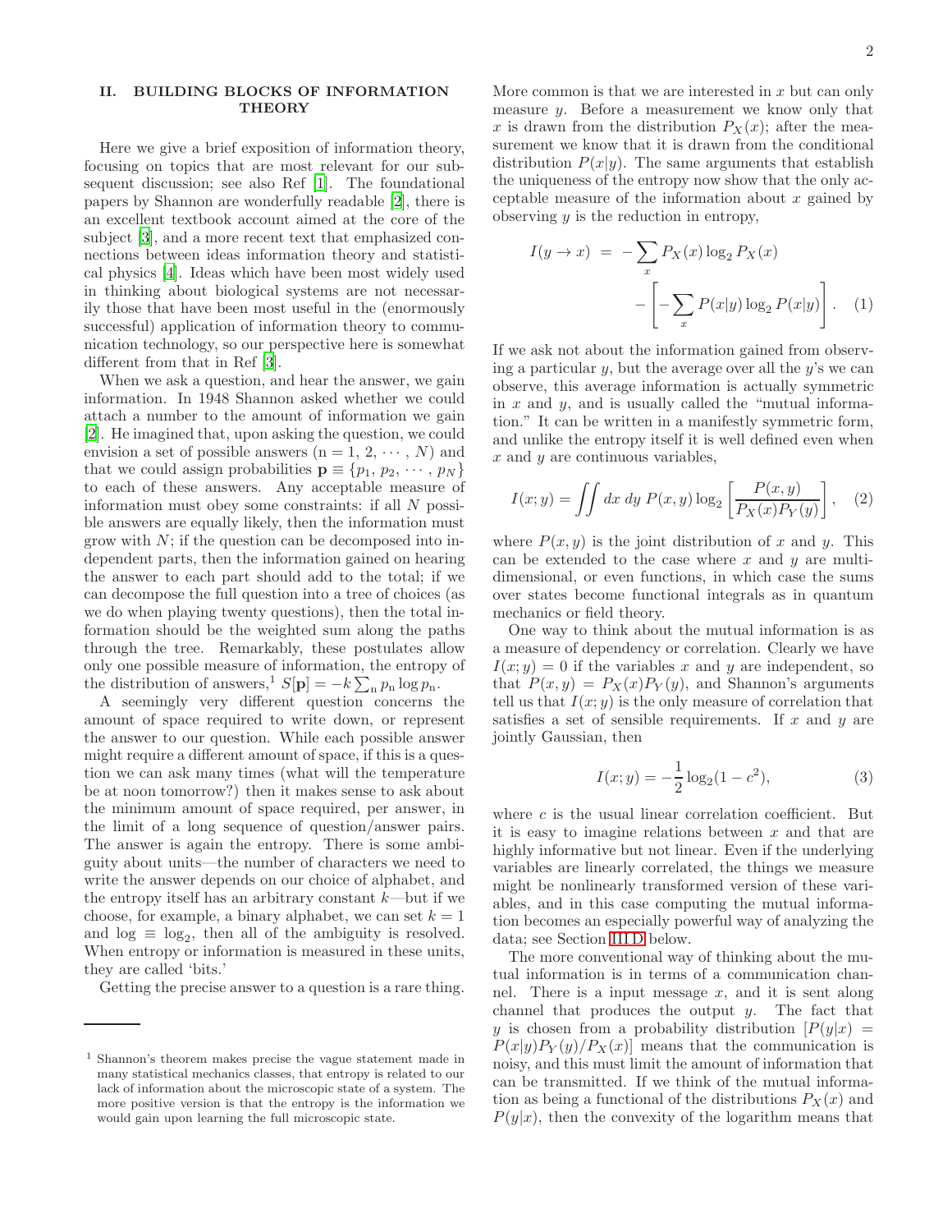## II. BUILDING BLOCKS OF INFORMATION THEORY

Here we give a brief exposition of information theory, focusing on topics that are most relevant for our subsequent discussion; see also Ref [1]. The foundational papers by Shannon are wonderfully readable [2], there is an excellent textbook account aimed at the core of the subject [3], and a more recent text that emphasized connections between ideas information theory and statistical physics [4]. Ideas which have been most widely used in thinking about biological systems are not necessarily those that have been most useful in the (enormously successful) application of information theory to communication technology, so our perspective here is somewhat different from that in Ref [3].

When we ask a question, and hear the answer, we gain information. In 1948 Shannon asked whether we could attach a number to the amount of information we gain [2]. He imagined that, upon asking the question, we could envision a set of possible answers (n = 1, 2, $\cdots$, $N$) and that we could assign probabilities $\mathbf{p} \equiv \{p_1, p_2, \cdots, p_N\}$ to each of these answers. Any acceptable measure of information must obey some constraints: if all $N$ possible answers are equally likely, then the information must grow with $N$; if the question can be decomposed into independent parts, then the information gained on hearing the answer to each part should add to the total; if we can decompose the full question into a tree of choices (as we do when playing twenty questions), then the total information should be the weighted sum along the paths through the tree. Remarkably, these postulates allow only one possible measure of information, the entropy of the distribution of answers,[1] $S[\mathbf{p}] = -k\sum_{\rm n} p_{\rm n} \log p_{\rm n}$.

A seemingly very different question concerns the amount of space required to write down, or represent the answer to our question. While each possible answer might require a different amount of space, if this is a question we can ask many times (what will the temperature be at noon tomorrow?) then it makes sense to ask about the minimum amount of space required, per answer, in the limit of a long sequence of question/answer pairs. The answer is again the entropy. There is some ambiguity about units—the number of characters we need to write the answer depends on our choice of alphabet, and the entropy itself has an arbitrary constant $k$—but if we choose, for example, a binary alphabet, we can set $k = 1$ and $\log \equiv \log_2$, then all of the ambiguity is resolved. When entropy or information is measured in these units, they are called 'bits.'

Getting the precise answer to a question is a rare thing. More common is that we are interested in $x$ but can only measure $y$. Before a measurement we know only that $x$ is drawn from the distribution $P_X(x)$; after the measurement we know that it is drawn from the conditional distribution $P(x|y)$. The same arguments that establish the uniqueness of the entropy now show that the only acceptable measure of the information about $x$ gained by observing $y$ is the reduction in entropy,

$$I(y \rightarrow x) = -\sum_x P_X(x)\log_2 P_X(x) - \left[-\sum_x P(x|y)\log_2 P(x|y)\right]. \quad (1)$$

If we ask not about the information gained from observing a particular $y$, but the average over all the $y$'s we can observe, this average information is actually symmetric in $x$ and $y$, and is usually called the "mutual information." It can be written in a manifestly symmetric form, and unlike the entropy itself it is well defined even when $x$ and $y$ are continuous variables,

$$I(x;y) = \iint dx\, dy\, P(x,y)\log_2\left[\frac{P(x,y)}{P_X(x)P_Y(y)}\right], \quad (2)$$

where $P(x,y)$ is the joint distribution of $x$ and $y$. This can be extended to the case where $x$ and $y$ are multidimensional, or even functions, in which case the sums over states become functional integrals as in quantum mechanics or field theory.

One way to think about the mutual information is as a measure of dependency or correlation. Clearly we have $I(x;y) = 0$ if the variables $x$ and $y$ are independent, so that $P(x,y) = P_X(x)P_Y(y)$, and Shannon's arguments tell us that $I(x;y)$ is the only measure of correlation that satisfies a set of sensible requirements. If $x$ and $y$ are jointly Gaussian, then

$$I(x;y) = -\frac{1}{2}\log_2(1-c^2), \quad (3)$$

where $c$ is the usual linear correlation coefficient. But it is easy to imagine relations between $x$ and that are highly informative but not linear. Even if the underlying variables are linearly correlated, the things we measure might be nonlinearly transformed version of these variables, and in this case computing the mutual information becomes an especially powerful way of analyzing the data; see Section III D below.

The more conventional way of thinking about the mutual information is in terms of a communication channel. There is a input message $x$, and it is sent along channel that produces the output $y$. The fact that $y$ is chosen from a probability distribution $[P(y|x) = P(x|y)P_Y(y)/P_X(x)]$ means that the communication is noisy, and this must limit the amount of information that can be transmitted. If we think of the mutual information as being a functional of the distributions $P_X(x)$ and $P(y|x)$, then the convexity of the logarithm means that

---

[1] Shannon's theorem makes precise the vague statement made in many statistical mechanics classes, that entropy is related to our lack of information about the microscopic state of a system. The more positive version is that the entropy is the information we would gain upon learning the full microscopic state.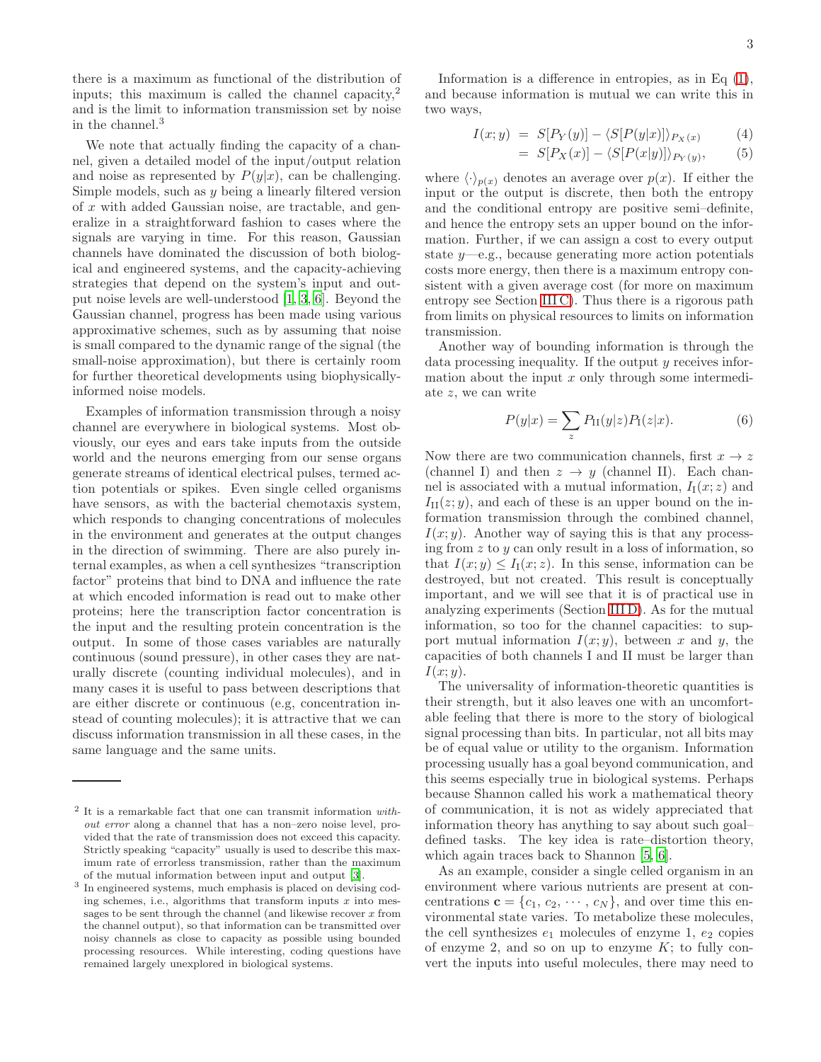there is a maximum as functional of the distribution of inputs; this maximum is called the channel capacity,[2] and is the limit to information transmission set by noise in the channel.[3]

We note that actually finding the capacity of a channel, given a detailed model of the input/output relation and noise as represented by $P(y|x)$, can be challenging. Simple models, such as $y$ being a linearly filtered version of $x$ with added Gaussian noise, are tractable, and generalize in a straightforward fashion to cases where the signals are varying in time. For this reason, Gaussian channels have dominated the discussion of both biological and engineered systems, and the capacity-achieving strategies that depend on the system's input and output noise levels are well-understood [1, 3, 6]. Beyond the Gaussian channel, progress has been made using various approximative schemes, such as by assuming that noise is small compared to the dynamic range of the signal (the small-noise approximation), but there is certainly room for further theoretical developments using biophysically-informed noise models.

Examples of information transmission through a noisy channel are everywhere in biological systems. Most obviously, our eyes and ears take inputs from the outside world and the neurons emerging from our sense organs generate streams of identical electrical pulses, termed action potentials or spikes. Even single celled organisms have sensors, as with the bacterial chemotaxis system, which responds to changing concentrations of molecules in the environment and generates at the output changes in the direction of swimming. There are also purely internal examples, as when a cell synthesizes "transcription factor" proteins that bind to DNA and influence the rate at which encoded information is read out to make other proteins; here the transcription factor concentration is the input and the resulting protein concentration is the output. In some of those cases variables are naturally continuous (sound pressure), in other cases they are naturally discrete (counting individual molecules), and in many cases it is useful to pass between descriptions that are either discrete or continuous (e.g, concentration instead of counting molecules); it is attractive that we can discuss information transmission in all these cases, in the same language and the same units.

Information is a difference in entropies, as in Eq (1), and because information is mutual we can write this in two ways,

$$I(x; y) = S[P_Y(y)] - \langle S[P(y|x)] \rangle_{P_X(x)} \quad (4)$$

$$= S[P_X(x)] - \langle S[P(x|y)] \rangle_{P_Y(y)}, \quad (5)$$

where $\langle \cdot \rangle_{p(x)}$ denotes an average over $p(x)$. If either the input or the output is discrete, then both the entropy and the conditional entropy are positive semi–definite, and hence the entropy sets an upper bound on the information. Further, if we can assign a cost to every output state $y$—e.g., because generating more action potentials costs more energy, then there is a maximum entropy consistent with a given average cost (for more on maximum entropy see Section III C). Thus there is a rigorous path from limits on physical resources to limits on information transmission.

Another way of bounding information is through the data processing inequality. If the output $y$ receives information about the input $x$ only through some intermediate $z$, we can write

$$P(y|x) = \sum_z P_{\rm II}(y|z) P_{\rm I}(z|x). \quad (6)$$

Now there are two communication channels, first $x \to z$ (channel I) and then $z \to y$ (channel II). Each channel is associated with a mutual information, $I_{\rm I}(x; z)$ and $I_{\rm II}(z; y)$, and each of these is an upper bound on the information transmission through the combined channel, $I(x; y)$. Another way of saying this is that any processing from $z$ to $y$ can only result in a loss of information, so that $I(x; y) \leq I_{\rm I}(x; z)$. In this sense, information can be destroyed, but not created. This result is conceptually important, and we will see that it is of practical use in analyzing experiments (Section III D). As for the mutual information, so too for the channel capacities: to support mutual information $I(x; y)$, between $x$ and $y$, the capacities of both channels I and II must be larger than $I(x; y)$.

The universality of information-theoretic quantities is their strength, but it also leaves one with an uncomfortable feeling that there is more to the story of biological signal processing than bits. In particular, not all bits may be of equal value or utility to the organism. Information processing usually has a goal beyond communication, and this seems especially true in biological systems. Perhaps because Shannon called his work a mathematical theory of communication, it is not as widely appreciated that information theory has anything to say about such goal–defined tasks. The key idea is rate–distortion theory, which again traces back to Shannon [5, 6].

As an example, consider a single celled organism in an environment where various nutrients are present at concentrations $\mathbf{c} = \{c_1, c_2, \cdots, c_N\}$, and over time this environmental state varies. To metabolize these molecules, the cell synthesizes $e_1$ molecules of enzyme 1, $e_2$ copies of enzyme 2, and so on up to enzyme $K$; to fully convert the inputs into useful molecules, there may need to

---

[2] It is a remarkable fact that one can transmit information *without error* along a channel that has a non–zero noise level, provided that the rate of transmission does not exceed this capacity. Strictly speaking "capacity" usually is used to describe this maximum rate of errorless transmission, rather than the maximum of the mutual information between input and output [3].

[3] In engineered systems, much emphasis is placed on devising coding schemes, i.e., algorithms that transform inputs $x$ into messages to be sent through the channel (and likewise recover $x$ from the channel output), so that information can be transmitted over noisy channels as close to capacity as possible using bounded processing resources. While interesting, coding questions have remained largely unexplored in biological systems.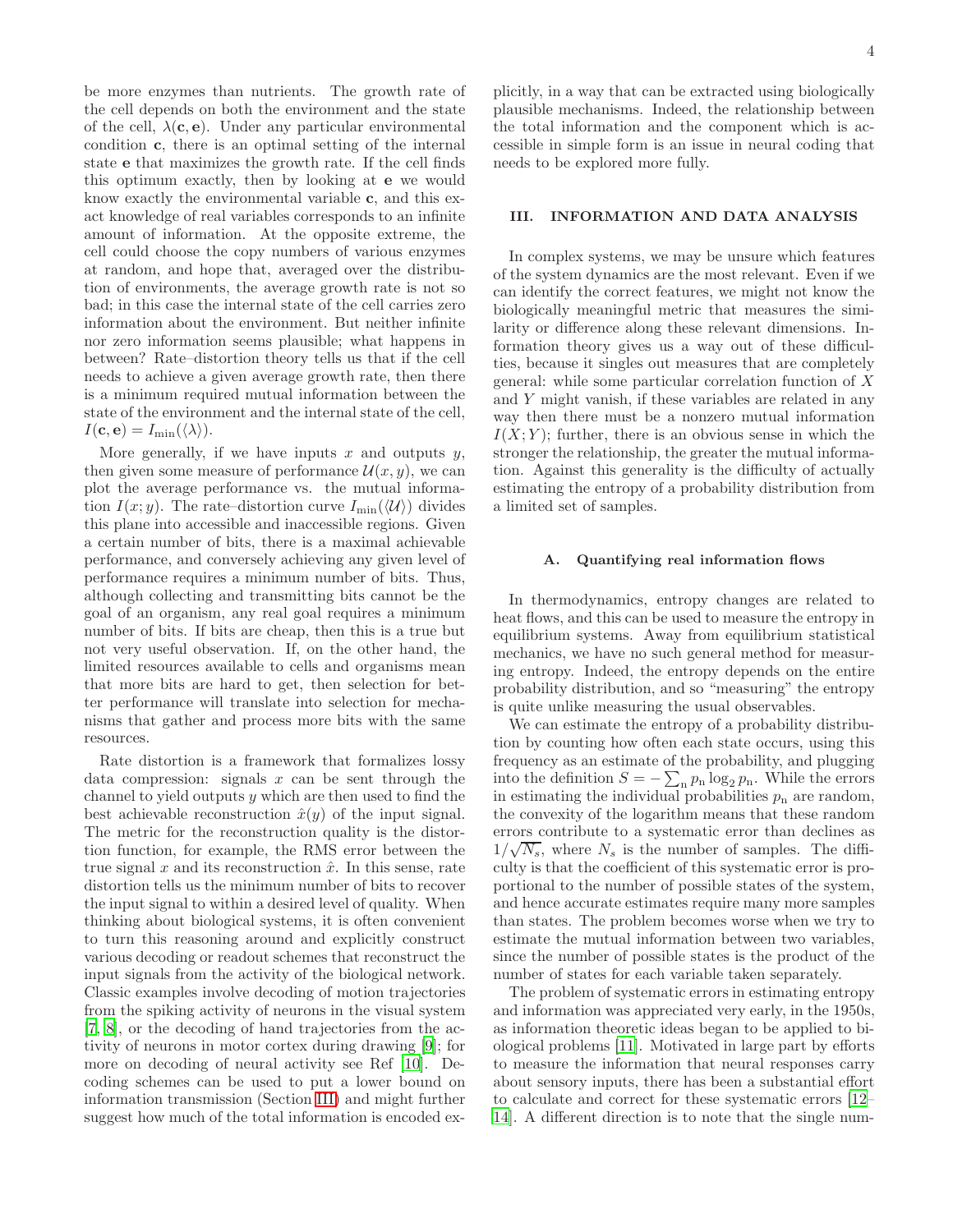be more enzymes than nutrients. The growth rate of the cell depends on both the environment and the state of the cell, $\lambda(\mathbf{c}, \mathbf{e})$. Under any particular environmental condition $\mathbf{c}$, there is an optimal setting of the internal state $\mathbf{e}$ that maximizes the growth rate. If the cell finds this optimum exactly, then by looking at $\mathbf{e}$ we would know exactly the environmental variable $\mathbf{c}$, and this exact knowledge of real variables corresponds to an infinite amount of information. At the opposite extreme, the cell could choose the copy numbers of various enzymes at random, and hope that, averaged over the distribution of environments, the average growth rate is not so bad; in this case the internal state of the cell carries zero information about the environment. But neither infinite nor zero information seems plausible; what happens in between? Rate–distortion theory tells us that if the cell needs to achieve a given average growth rate, then there is a minimum required mutual information between the state of the environment and the internal state of the cell, $I(\mathbf{c}, \mathbf{e}) = I_{\min}(\langle \lambda \rangle)$.

More generally, if we have inputs $x$ and outputs $y$, then given some measure of performance $\mathcal{U}(x, y)$, we can plot the average performance vs. the mutual information $I(x; y)$. The rate–distortion curve $I_{\min}(\langle \mathcal{U} \rangle)$ divides this plane into accessible and inaccessible regions. Given a certain number of bits, there is a maximal achievable performance, and conversely achieving any given level of performance requires a minimum number of bits. Thus, although collecting and transmitting bits cannot be the goal of an organism, any real goal requires a minimum number of bits. If bits are cheap, then this is a true but not very useful observation. If, on the other hand, the limited resources available to cells and organisms mean that more bits are hard to get, then selection for better performance will translate into selection for mechanisms that gather and process more bits with the same resources.

Rate distortion is a framework that formalizes lossy data compression: signals $x$ can be sent through the channel to yield outputs $y$ which are then used to find the best achievable reconstruction $\hat{x}(y)$ of the input signal. The metric for the reconstruction quality is the distortion function, for example, the RMS error between the true signal $x$ and its reconstruction $\hat{x}$. In this sense, rate distortion tells us the minimum number of bits to recover the input signal to within a desired level of quality. When thinking about biological systems, it is often convenient to turn this reasoning around and explicitly construct various decoding or readout schemes that reconstruct the input signals from the activity of the biological network. Classic examples involve decoding of motion trajectories from the spiking activity of neurons in the visual system [7, 8], or the decoding of hand trajectories from the activity of neurons in motor cortex during drawing [9]; for more on decoding of neural activity see Ref [10]. Decoding schemes can be used to put a lower bound on information transmission (Section III) and might further suggest how much of the total information is encoded explicitly, in a way that can be extracted using biologically plausible mechanisms. Indeed, the relationship between the total information and the component which is accessible in simple form is an issue in neural coding that needs to be explored more fully.

## III. INFORMATION AND DATA ANALYSIS

In complex systems, we may be unsure which features of the system dynamics are the most relevant. Even if we can identify the correct features, we might not know the biologically meaningful metric that measures the similarity or difference along these relevant dimensions. Information theory gives us a way out of these difficulties, because it singles out measures that are completely general: while some particular correlation function of $X$ and $Y$ might vanish, if these variables are related in any way then there must be a nonzero mutual information $I(X; Y)$; further, there is an obvious sense in which the stronger the relationship, the greater the mutual information. Against this generality is the difficulty of actually estimating the entropy of a probability distribution from a limited set of samples.

### A. Quantifying real information flows

In thermodynamics, entropy changes are related to heat flows, and this can be used to measure the entropy in equilibrium systems. Away from equilibrium statistical mechanics, we have no such general method for measuring entropy. Indeed, the entropy depends on the entire probability distribution, and so "measuring" the entropy is quite unlike measuring the usual observables.

We can estimate the entropy of a probability distribution by counting how often each state occurs, using this frequency as an estimate of the probability, and plugging into the definition $S = -\sum_{\mathrm{n}} p_{\mathrm{n}} \log_2 p_{\mathrm{n}}$. While the errors in estimating the individual probabilities $p_{\mathrm{n}}$ are random, the convexity of the logarithm means that these random errors contribute to a systematic error than declines as $1/\sqrt{N_s}$, where $N_s$ is the number of samples. The difficulty is that the coefficient of this systematic error is proportional to the number of possible states of the system, and hence accurate estimates require many more samples than states. The problem becomes worse when we try to estimate the mutual information between two variables, since the number of possible states is the product of the number of states for each variable taken separately.

The problem of systematic errors in estimating entropy and information was appreciated very early, in the 1950s, as information theoretic ideas began to be applied to biological problems [11]. Motivated in large part by efforts to measure the information that neural responses carry about sensory inputs, there has been a substantial effort to calculate and correct for these systematic errors [12–14]. A different direction is to note that the single num-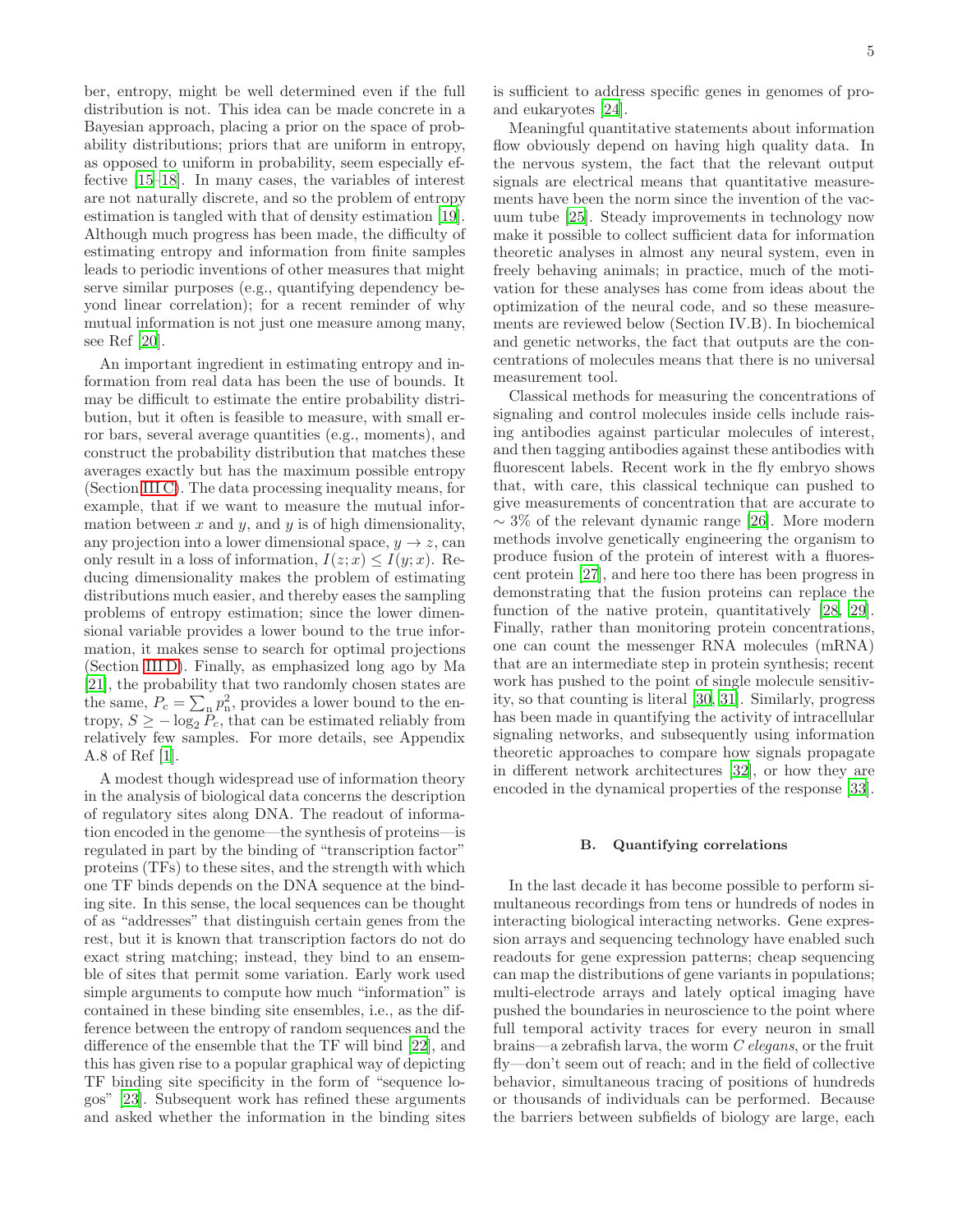ber, entropy, might be well determined even if the full distribution is not. This idea can be made concrete in a Bayesian approach, placing a prior on the space of probability distributions; priors that are uniform in entropy, as opposed to uniform in probability, seem especially effective [15–18]. In many cases, the variables of interest are not naturally discrete, and so the problem of entropy estimation is tangled with that of density estimation [19]. Although much progress has been made, the difficulty of estimating entropy and information from finite samples leads to periodic inventions of other measures that might serve similar purposes (e.g., quantifying dependency beyond linear correlation); for a recent reminder of why mutual information is not just one measure among many, see Ref [20].

An important ingredient in estimating entropy and information from real data has been the use of bounds. It may be difficult to estimate the entire probability distribution, but it often is feasible to measure, with small error bars, several average quantities (e.g., moments), and construct the probability distribution that matches these averages exactly but has the maximum possible entropy (Section III C). The data processing inequality means, for example, that if we want to measure the mutual information between $x$ and $y$, and $y$ is of high dimensionality, any projection into a lower dimensional space, $y \to z$, can only result in a loss of information, $I(z;x) \leq I(y;x)$. Reducing dimensionality makes the problem of estimating distributions much easier, and thereby eases the sampling problems of entropy estimation; since the lower dimensional variable provides a lower bound to the true information, it makes sense to search for optimal projections (Section III D). Finally, as emphasized long ago by Ma [21], the probability that two randomly chosen states are the same, $P_c = \sum_{\rm n} p_{\rm n}^2$, provides a lower bound to the entropy, $S \geq -\log_2 P_c$, that can be estimated reliably from relatively few samples. For more details, see Appendix A.8 of Ref [1].

A modest though widespread use of information theory in the analysis of biological data concerns the description of regulatory sites along DNA. The readout of information encoded in the genome—the synthesis of proteins—is regulated in part by the binding of "transcription factor" proteins (TFs) to these sites, and the strength with which one TF binds depends on the DNA sequence at the binding site. In this sense, the local sequences can be thought of as "addresses" that distinguish certain genes from the rest, but it is known that transcription factors do not do exact string matching; instead, they bind to an ensemble of sites that permit some variation. Early work used simple arguments to compute how much "information" is contained in these binding site ensembles, i.e., as the difference between the entropy of random sequences and the difference of the ensemble that the TF will bind [22], and this has given rise to a popular graphical way of depicting TF binding site specificity in the form of "sequence logos" [23]. Subsequent work has refined these arguments and asked whether the information in the binding sites is sufficient to address specific genes in genomes of pro- and eukaryotes [24].

Meaningful quantitative statements about information flow obviously depend on having high quality data. In the nervous system, the fact that the relevant output signals are electrical means that quantitative measurements have been the norm since the invention of the vacuum tube [25]. Steady improvements in technology now make it possible to collect sufficient data for information theoretic analyses in almost any neural system, even in freely behaving animals; in practice, much of the motivation for these analyses has come from ideas about the optimization of the neural code, and so these measurements are reviewed below (Section IV.B). In biochemical and genetic networks, the fact that outputs are the concentrations of molecules means that there is no universal measurement tool.

Classical methods for measuring the concentrations of signaling and control molecules inside cells include raising antibodies against particular molecules of interest, and then tagging antibodies against these antibodies with fluorescent labels. Recent work in the fly embryo shows that, with care, this classical technique can pushed to give measurements of concentration that are accurate to $\sim 3\%$ of the relevant dynamic range [26]. More modern methods involve genetically engineering the organism to produce fusion of the protein of interest with a fluorescent protein [27], and here too there has been progress in demonstrating that the fusion proteins can replace the function of the native protein, quantitatively [28, 29]. Finally, rather than monitoring protein concentrations, one can count the messenger RNA molecules (mRNA) that are an intermediate step in protein synthesis; recent work has pushed to the point of single molecule sensitivity, so that counting is literal [30, 31]. Similarly, progress has been made in quantifying the activity of intracellular signaling networks, and subsequently using information theoretic approaches to compare how signals propagate in different network architectures [32], or how they are encoded in the dynamical properties of the response [33].

### B. Quantifying correlations

In the last decade it has become possible to perform simultaneous recordings from tens or hundreds of nodes in interacting biological interacting networks. Gene expression arrays and sequencing technology have enabled such readouts for gene expression patterns; cheap sequencing can map the distributions of gene variants in populations; multi-electrode arrays and lately optical imaging have pushed the boundaries in neuroscience to the point where full temporal activity traces for every neuron in small brains—a zebrafish larva, the worm *C elegans*, or the fruit fly—don't seem out of reach; and in the field of collective behavior, simultaneous tracing of positions of hundreds or thousands of individuals can be performed. Because the barriers between subfields of biology are large, each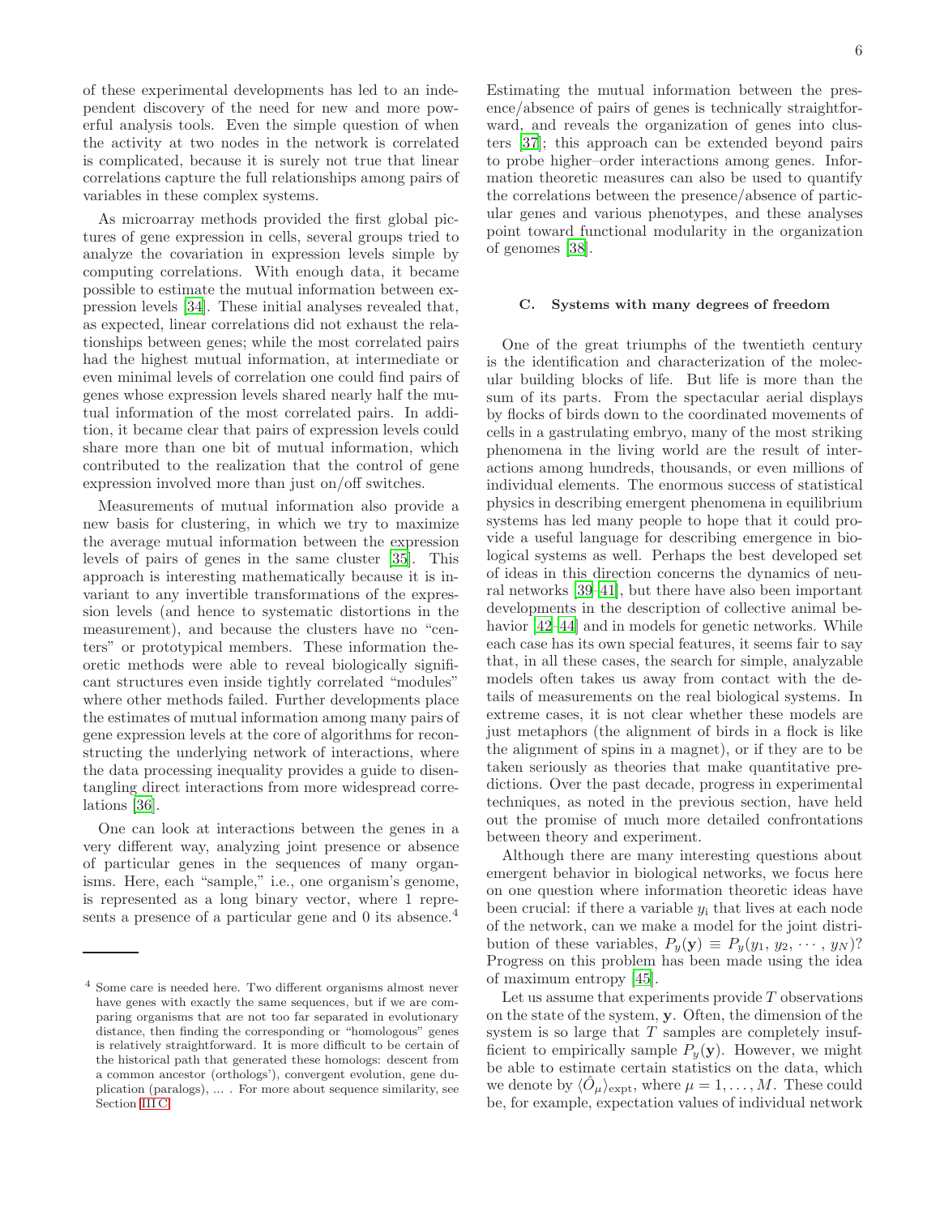of these experimental developments has led to an independent discovery of the need for new and more powerful analysis tools. Even the simple question of when the activity at two nodes in the network is correlated is complicated, because it is surely not true that linear correlations capture the full relationships among pairs of variables in these complex systems.

As microarray methods provided the first global pictures of gene expression in cells, several groups tried to analyze the covariation in expression levels simple by computing correlations. With enough data, it became possible to estimate the mutual information between expression levels [34]. These initial analyses revealed that, as expected, linear correlations did not exhaust the relationships between genes; while the most correlated pairs had the highest mutual information, at intermediate or even minimal levels of correlation one could find pairs of genes whose expression levels shared nearly half the mutual information of the most correlated pairs. In addition, it became clear that pairs of expression levels could share more than one bit of mutual information, which contributed to the realization that the control of gene expression involved more than just on/off switches.

Measurements of mutual information also provide a new basis for clustering, in which we try to maximize the average mutual information between the expression levels of pairs of genes in the same cluster [35]. This approach is interesting mathematically because it is invariant to any invertible transformations of the expression levels (and hence to systematic distortions in the measurement), and because the clusters have no "centers" or prototypical members. These information theoretic methods were able to reveal biologically significant structures even inside tightly correlated "modules" where other methods failed. Further developments place the estimates of mutual information among many pairs of gene expression levels at the core of algorithms for reconstructing the underlying network of interactions, where the data processing inequality provides a guide to disentangling direct interactions from more widespread correlations [36].

One can look at interactions between the genes in a very different way, analyzing joint presence or absence of particular genes in the sequences of many organisms. Here, each "sample," i.e., one organism's genome, is represented as a long binary vector, where 1 represents a presence of a particular gene and 0 its absence.[4] Estimating the mutual information between the presence/absence of pairs of genes is technically straightforward, and reveals the organization of genes into clusters [37]; this approach can be extended beyond pairs to probe higher–order interactions among genes. Information theoretic measures can also be used to quantify the correlations between the presence/absence of particular genes and various phenotypes, and these analyses point toward functional modularity in the organization of genomes [38].

[4] Some care is needed here. Two different organisms almost never have genes with exactly the same sequences, but if we are comparing organisms that are not too far separated in evolutionary distance, then finding the corresponding or "homologous" genes is relatively straightforward. It is more difficult to be certain of the historical path that generated these homologs: descent from a common ancestor (orthologs'), convergent evolution, gene duplication (paralogs), ... . For more about sequence similarity, see Section IIIC.

### C. Systems with many degrees of freedom

One of the great triumphs of the twentieth century is the identification and characterization of the molecular building blocks of life. But life is more than the sum of its parts. From the spectacular aerial displays by flocks of birds down to the coordinated movements of cells in a gastrulating embryo, many of the most striking phenomena in the living world are the result of interactions among hundreds, thousands, or even millions of individual elements. The enormous success of statistical physics in describing emergent phenomena in equilibrium systems has led many people to hope that it could provide a useful language for describing emergence in biological systems as well. Perhaps the best developed set of ideas in this direction concerns the dynamics of neural networks [39–41], but there have also been important developments in the description of collective animal behavior [42–44] and in models for genetic networks. While each case has its own special features, it seems fair to say that, in all these cases, the search for simple, analyzable models often takes us away from contact with the details of measurements on the real biological systems. In extreme cases, it is not clear whether these models are just metaphors (the alignment of birds in a flock is like the alignment of spins in a magnet), or if they are to be taken seriously as theories that make quantitative predictions. Over the past decade, progress in experimental techniques, as noted in the previous section, have held out the promise of much more detailed confrontations between theory and experiment.

Although there are many interesting questions about emergent behavior in biological networks, we focus here on one question where information theoretic ideas have been crucial: if there a variable $y_{\rm i}$ that lives at each node of the network, can we make a model for the joint distribution of these variables, $P_y(\mathbf{y}) \equiv P_y(y_1, y_2, \cdots, y_N)$? Progress on this problem has been made using the idea of maximum entropy [45].

Let us assume that experiments provide $T$ observations on the state of the system, $\mathbf{y}$. Often, the dimension of the system is so large that $T$ samples are completely insufficient to empirically sample $P_y(\mathbf{y})$. However, we might be able to estimate certain statistics on the data, which we denote by $\langle \hat{O}_\mu \rangle_{\rm expt}$, where $\mu = 1, \ldots, M$. These could be, for example, expectation values of individual network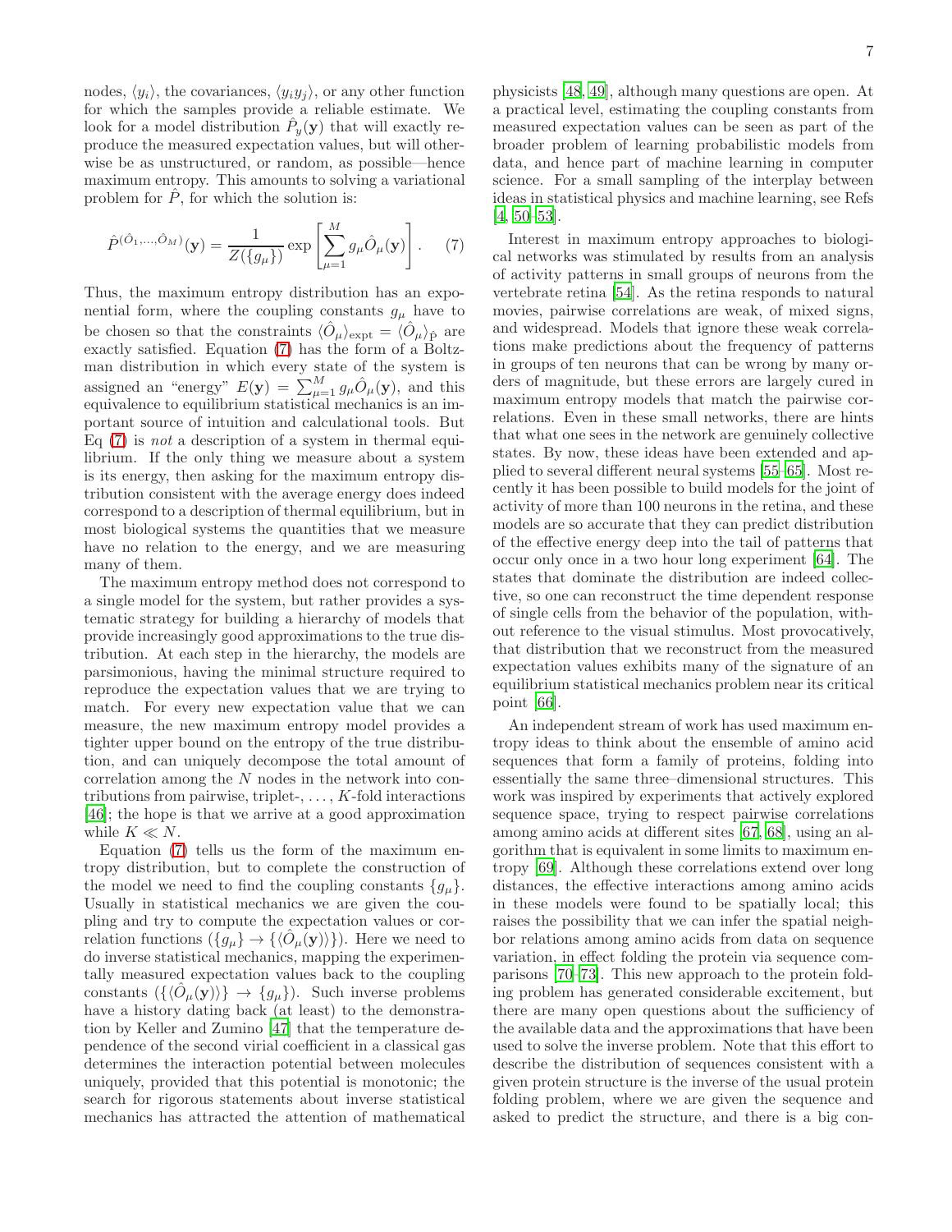nodes, $\langle y_i \rangle$, the covariances, $\langle y_i y_j \rangle$, or any other function for which the samples provide a reliable estimate. We look for a model distribution $\hat{P}_y(\mathbf{y})$ that will exactly reproduce the measured expectation values, but will otherwise be as unstructured, or random, as possible—hence maximum entropy. This amounts to solving a variational problem for $\hat{P}$, for which the solution is:

$$\hat{P}^{(\hat{O}_1,\ldots,\hat{O}_M)}(\mathbf{y}) = \frac{1}{Z(\{g_\mu\})} \exp\left[\sum_{\mu=1}^{M} g_\mu \hat{O}_\mu(\mathbf{y})\right]. \quad (7)$$

Thus, the maximum entropy distribution has an exponential form, where the coupling constants $g_\mu$ have to be chosen so that the constraints $\langle \hat{O}_\mu \rangle_{\rm expt} = \langle \hat{O}_\mu \rangle_{\hat{P}}$ are exactly satisfied. Equation (7) has the form of a Boltzman distribution in which every state of the system is assigned an "energy" $E(\mathbf{y}) = \sum_{\mu=1}^{M} g_\mu \hat{O}_\mu(\mathbf{y})$, and this equivalence to equilibrium statistical mechanics is an important source of intuition and calculational tools. But Eq (7) is *not* a description of a system in thermal equilibrium. If the only thing we measure about a system is its energy, then asking for the maximum entropy distribution consistent with the average energy does indeed correspond to a description of thermal equilibrium, but in most biological systems the quantities that we measure have no relation to the energy, and we are measuring many of them.

The maximum entropy method does not correspond to a single model for the system, but rather provides a systematic strategy for building a hierarchy of models that provide increasingly good approximations to the true distribution. At each step in the hierarchy, the models are parsimonious, having the minimal structure required to reproduce the expectation values that we are trying to match. For every new expectation value that we can measure, the new maximum entropy model provides a tighter upper bound on the entropy of the true distribution, and can uniquely decompose the total amount of correlation among the $N$ nodes in the network into contributions from pairwise, triplet-, ..., $K$-fold interactions [46]; the hope is that we arrive at a good approximation while $K \ll N$.

Equation (7) tells us the form of the maximum entropy distribution, but to complete the construction of the model we need to find the coupling constants $\{g_\mu\}$. Usually in statistical mechanics we are given the coupling and try to compute the expectation values or correlation functions ($\{g_\mu\} \rightarrow \{\langle \hat{O}_\mu(\mathbf{y}) \rangle\}$). Here we need to do inverse statistical mechanics, mapping the experimentally measured expectation values back to the coupling constants ($\{\langle \hat{O}_\mu(\mathbf{y}) \rangle\} \rightarrow \{g_\mu\}$). Such inverse problems have a history dating back (at least) to the demonstration by Keller and Zumino [47] that the temperature dependence of the second virial coefficient in a classical gas determines the interaction potential between molecules uniquely, provided that this potential is monotonic; the search for rigorous statements about inverse statistical mechanics has attracted the attention of mathematical physicists [48, 49], although many questions are open. At a practical level, estimating the coupling constants from measured expectation values can be seen as part of the broader problem of learning probabilistic models from data, and hence part of machine learning in computer science. For a small sampling of the interplay between ideas in statistical physics and machine learning, see Refs [4, 50–53].

Interest in maximum entropy approaches to biological networks was stimulated by results from an analysis of activity patterns in small groups of neurons from the vertebrate retina [54]. As the retina responds to natural movies, pairwise correlations are weak, of mixed signs, and widespread. Models that ignore these weak correlations make predictions about the frequency of patterns in groups of ten neurons that can be wrong by many orders of magnitude, but these errors are largely cured in maximum entropy models that match the pairwise correlations. Even in these small networks, there are hints that what one sees in the network are genuinely collective states. By now, these ideas have been extended and applied to several different neural systems [55–65]. Most recently it has been possible to build models for the joint of activity of more than 100 neurons in the retina, and these models are so accurate that they can predict distribution of the effective energy deep into the tail of patterns that occur only once in a two hour long experiment [64]. The states that dominate the distribution are indeed collective, so one can reconstruct the time dependent response of single cells from the behavior of the population, without reference to the visual stimulus. Most provocatively, that distribution that we reconstruct from the measured expectation values exhibits many of the signature of an equilibrium statistical mechanics problem near its critical point [66].

An independent stream of work has used maximum entropy ideas to think about the ensemble of amino acid sequences that form a family of proteins, folding into essentially the same three–dimensional structures. This work was inspired by experiments that actively explored sequence space, trying to respect pairwise correlations among amino acids at different sites [67, 68], using an algorithm that is equivalent in some limits to maximum entropy [69]. Although these correlations extend over long distances, the effective interactions among amino acids in these models were found to be spatially local; this raises the possibility that we can infer the spatial neighbor relations among amino acids from data on sequence variation, in effect folding the protein via sequence comparisons [70–73]. This new approach to the protein folding problem has generated considerable excitement, but there are many open questions about the sufficiency of the available data and the approximations that have been used to solve the inverse problem. Note that this effort to describe the distribution of sequences consistent with a given protein structure is the inverse of the usual protein folding problem, where we are given the sequence and asked to predict the structure, and there is a big con-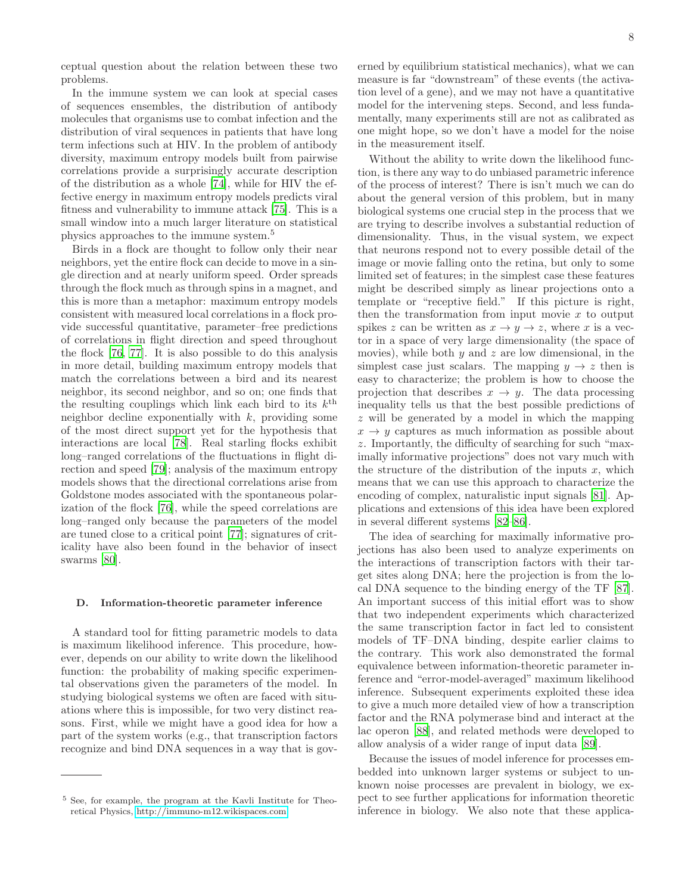ceptual question about the relation between these two problems.

In the immune system we can look at special cases of sequences ensembles, the distribution of antibody molecules that organisms use to combat infection and the distribution of viral sequences in patients that have long term infections such at HIV. In the problem of antibody diversity, maximum entropy models built from pairwise correlations provide a surprisingly accurate description of the distribution as a whole [74], while for HIV the effective energy in maximum entropy models predicts viral fitness and vulnerability to immune attack [75]. This is a small window into a much larger literature on statistical physics approaches to the immune system.[5]

Birds in a flock are thought to follow only their near neighbors, yet the entire flock can decide to move in a single direction and at nearly uniform speed. Order spreads through the flock much as through spins in a magnet, and this is more than a metaphor: maximum entropy models consistent with measured local correlations in a flock provide successful quantitative, parameter–free predictions of correlations in flight direction and speed throughout the flock [76, 77]. It is also possible to do this analysis in more detail, building maximum entropy models that match the correlations between a bird and its nearest neighbor, its second neighbor, and so on; one finds that the resulting couplings which link each bird to its $k^{\rm th}$ neighbor decline exponentially with $k$, providing some of the most direct support yet for the hypothesis that interactions are local [78]. Real starling flocks exhibit long–ranged correlations of the fluctuations in flight direction and speed [79]; analysis of the maximum entropy models shows that the directional correlations arise from Goldstone modes associated with the spontaneous polarization of the flock [76], while the speed correlations are long–ranged only because the parameters of the model are tuned close to a critical point [77]; signatures of criticality have also been found in the behavior of insect swarms [80].

### D. Information-theoretic parameter inference

A standard tool for fitting parametric models to data is maximum likelihood inference. This procedure, however, depends on our ability to write down the likelihood function: the probability of making specific experimental observations given the parameters of the model. In studying biological systems we often are faced with situations where this is impossible, for two very distinct reasons. First, while we might have a good idea for how a part of the system works (e.g., that transcription factors recognize and bind DNA sequences in a way that is governed by equilibrium statistical mechanics), what we can measure is far "downstream" of these events (the activation level of a gene), and we may not have a quantitative model for the intervening steps. Second, and less fundamentally, many experiments still are not as calibrated as one might hope, so we don't have a model for the noise in the measurement itself.

Without the ability to write down the likelihood function, is there any way to do unbiased parametric inference of the process of interest? There is isn't much we can do about the general version of this problem, but in many biological systems one crucial step in the process that we are trying to describe involves a substantial reduction of dimensionality. Thus, in the visual system, we expect that neurons respond not to every possible detail of the image or movie falling onto the retina, but only to some limited set of features; in the simplest case these features might be described simply as linear projections onto a template or "receptive field." If this picture is right, then the transformation from input movie $x$ to output spikes $z$ can be written as $x \rightarrow y \rightarrow z$, where $x$ is a vector in a space of very large dimensionality (the space of movies), while both $y$ and $z$ are low dimensional, in the simplest case just scalars. The mapping $y \rightarrow z$ then is easy to characterize; the problem is how to choose the projection that describes $x \rightarrow y$. The data processing inequality tells us that the best possible predictions of $z$ will be generated by a model in which the mapping $x \rightarrow y$ captures as much information as possible about $z$. Importantly, the difficulty of searching for such "maximally informative projections" does not vary much with the structure of the distribution of the inputs $x$, which means that we can use this approach to characterize the encoding of complex, naturalistic input signals [81]. Applications and extensions of this idea have been explored in several different systems [82–86].

The idea of searching for maximally informative projections has also been used to analyze experiments on the interactions of transcription factors with their target sites along DNA; here the projection is from the local DNA sequence to the binding energy of the TF [87]. An important success of this initial effort was to show that two independent experiments which characterized the same transcription factor in fact led to consistent models of TF–DNA binding, despite earlier claims to the contrary. This work also demonstrated the formal equivalence between information-theoretic parameter inference and "error-model-averaged" maximum likelihood inference. Subsequent experiments exploited these idea to give a much more detailed view of how a transcription factor and the RNA polymerase bind and interact at the lac operon [88], and related methods were developed to allow analysis of a wider range of input data [89].

Because the issues of model inference for processes embedded into unknown larger systems or subject to unknown noise processes are prevalent in biology, we expect to see further applications for information theoretic inference in biology. We also note that these applica-

---

[5] See, for example, the program at the Kavli Institute for Theoretical Physics, http://immuno-m12.wikispaces.com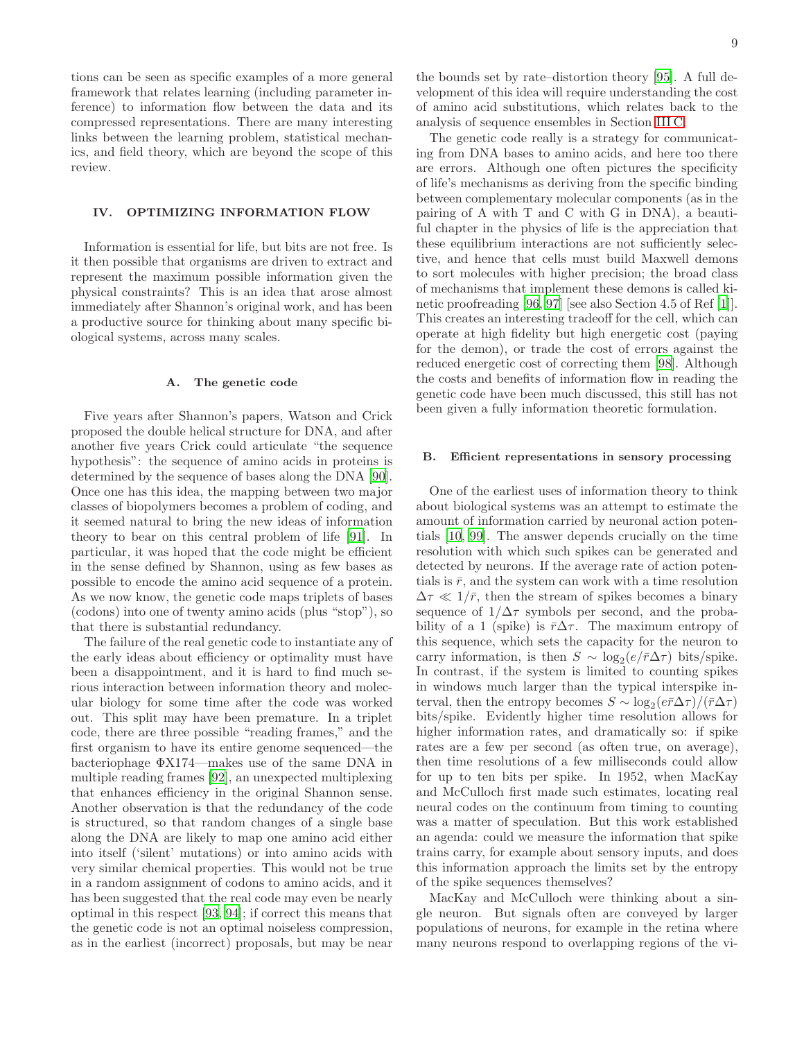tions can be seen as specific examples of a more general framework that relates learning (including parameter inference) to information flow between the data and its compressed representations. There are many interesting links between the learning problem, statistical mechanics, and field theory, which are beyond the scope of this review.

## IV. OPTIMIZING INFORMATION FLOW

Information is essential for life, but bits are not free. Is it then possible that organisms are driven to extract and represent the maximum possible information given the physical constraints? This is an idea that arose almost immediately after Shannon's original work, and has been a productive source for thinking about many specific biological systems, across many scales.

### A. The genetic code

Five years after Shannon's papers, Watson and Crick proposed the double helical structure for DNA, and after another five years Crick could articulate "the sequence hypothesis": the sequence of amino acids in proteins is determined by the sequence of bases along the DNA [90]. Once one has this idea, the mapping between two major classes of biopolymers becomes a problem of coding, and it seemed natural to bring the new ideas of information theory to bear on this central problem of life [91]. In particular, it was hoped that the code might be efficient in the sense defined by Shannon, using as few bases as possible to encode the amino acid sequence of a protein. As we now know, the genetic code maps triplets of bases (codons) into one of twenty amino acids (plus "stop"), so that there is substantial redundancy.

The failure of the real genetic code to instantiate any of the early ideas about efficiency or optimality must have been a disappointment, and it is hard to find much serious interaction between information theory and molecular biology for some time after the code was worked out. This split may have been premature. In a triplet code, there are three possible "reading frames," and the first organism to have its entire genome sequenced—the bacteriophage ΦX174—makes use of the same DNA in multiple reading frames [92], an unexpected multiplexing that enhances efficiency in the original Shannon sense. Another observation is that the redundancy of the code is structured, so that random changes of a single base along the DNA are likely to map one amino acid either into itself ('silent' mutations) or into amino acids with very similar chemical properties. This would not be true in a random assignment of codons to amino acids, and it has been suggested that the real code may even be nearly optimal in this respect [93, 94]; if correct this means that the genetic code is not an optimal noiseless compression, as in the earliest (incorrect) proposals, but may be near the bounds set by rate–distortion theory [95]. A full development of this idea will require understanding the cost of amino acid substitutions, which relates back to the analysis of sequence ensembles in Section III C.

The genetic code really is a strategy for communicating from DNA bases to amino acids, and here too there are errors. Although one often pictures the specificity of life's mechanisms as deriving from the specific binding between complementary molecular components (as in the pairing of A with T and C with G in DNA), a beautiful chapter in the physics of life is the appreciation that these equilibrium interactions are not sufficiently selective, and hence that cells must build Maxwell demons to sort molecules with higher precision; the broad class of mechanisms that implement these demons is called kinetic proofreading [96, 97] [see also Section 4.5 of Ref [1]]. This creates an interesting tradeoff for the cell, which can operate at high fidelity but high energetic cost (paying for the demon), or trade the cost of errors against the reduced energetic cost of correcting them [98]. Although the costs and benefits of information flow in reading the genetic code have been much discussed, this still has not been given a fully information theoretic formulation.

### B. Efficient representations in sensory processing

One of the earliest uses of information theory to think about biological systems was an attempt to estimate the amount of information carried by neuronal action potentials [10, 99]. The answer depends crucially on the time resolution with which such spikes can be generated and detected by neurons. If the average rate of action potentials is $\bar{r}$, and the system can work with a time resolution $\Delta\tau \ll 1/\bar{r}$, then the stream of spikes becomes a binary sequence of $1/\Delta\tau$ symbols per second, and the probability of a 1 (spike) is $\bar{r}\Delta\tau$. The maximum entropy of this sequence, which sets the capacity for the neuron to carry information, is then $S \sim \log_2(e/\bar{r}\Delta\tau)$ bits/spike. In contrast, if the system is limited to counting spikes in windows much larger than the typical interspike interval, then the entropy becomes $S \sim \log_2(e\bar{r}\Delta\tau)/(\bar{r}\Delta\tau)$ bits/spike. Evidently higher time resolution allows for higher information rates, and dramatically so: if spike rates are a few per second (as often true, on average), then time resolutions of a few milliseconds could allow for up to ten bits per spike. In 1952, when MacKay and McCulloch first made such estimates, locating real neural codes on the continuum from timing to counting was a matter of speculation. But this work established an agenda: could we measure the information that spike trains carry, for example about sensory inputs, and does this information approach the limits set by the entropy of the spike sequences themselves?

MacKay and McCulloch were thinking about a single neuron. But signals often are conveyed by larger populations of neurons, for example in the retina where many neurons respond to overlapping regions of the vi-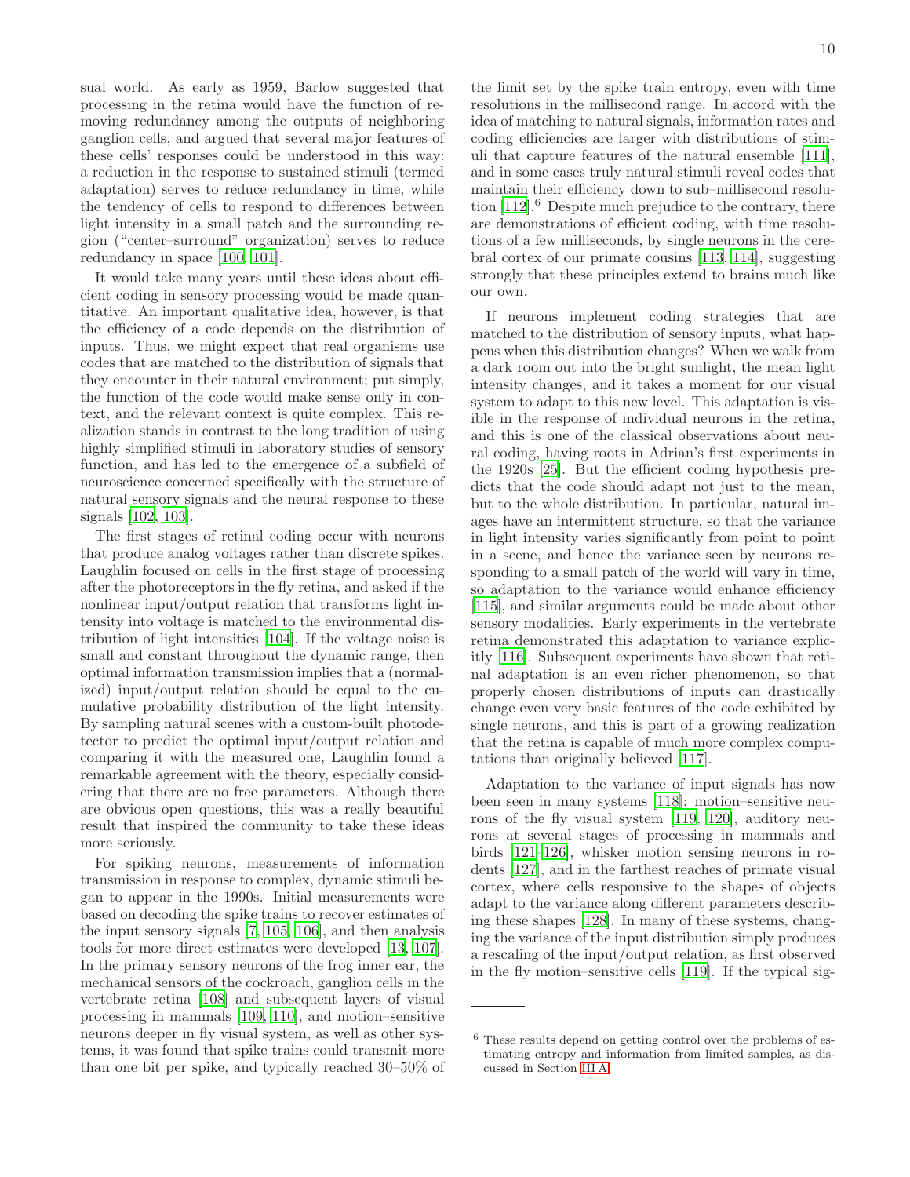sual world. As early as 1959, Barlow suggested that processing in the retina would have the function of removing redundancy among the outputs of neighboring ganglion cells, and argued that several major features of these cells' responses could be understood in this way: a reduction in the response to sustained stimuli (termed adaptation) serves to reduce redundancy in time, while the tendency of cells to respond to differences between light intensity in a small patch and the surrounding region ("center–surround" organization) serves to reduce redundancy in space [100, 101].

It would take many years until these ideas about efficient coding in sensory processing would be made quantitative. An important qualitative idea, however, is that the efficiency of a code depends on the distribution of inputs. Thus, we might expect that real organisms use codes that are matched to the distribution of signals that they encounter in their natural environment; put simply, the function of the code would make sense only in context, and the relevant context is quite complex. This realization stands in contrast to the long tradition of using highly simplified stimuli in laboratory studies of sensory function, and has led to the emergence of a subfield of neuroscience concerned specifically with the structure of natural sensory signals and the neural response to these signals [102, 103].

The first stages of retinal coding occur with neurons that produce analog voltages rather than discrete spikes. Laughlin focused on cells in the first stage of processing after the photoreceptors in the fly retina, and asked if the nonlinear input/output relation that transforms light intensity into voltage is matched to the environmental distribution of light intensities [104]. If the voltage noise is small and constant throughout the dynamic range, then optimal information transmission implies that a (normalized) input/output relation should be equal to the cumulative probability distribution of the light intensity. By sampling natural scenes with a custom-built photodetector to predict the optimal input/output relation and comparing it with the measured one, Laughlin found a remarkable agreement with the theory, especially considering that there are no free parameters. Although there are obvious open questions, this was a really beautiful result that inspired the community to take these ideas more seriously.

For spiking neurons, measurements of information transmission in response to complex, dynamic stimuli began to appear in the 1990s. Initial measurements were based on decoding the spike trains to recover estimates of the input sensory signals [7, 105, 106], and then analysis tools for more direct estimates were developed [13, 107]. In the primary sensory neurons of the frog inner ear, the mechanical sensors of the cockroach, ganglion cells in the vertebrate retina [108] and subsequent layers of visual processing in mammals [109, 110], and motion–sensitive neurons deeper in fly visual system, as well as other systems, it was found that spike trains could transmit more than one bit per spike, and typically reached 30–50% of the limit set by the spike train entropy, even with time resolutions in the millisecond range. In accord with the idea of matching to natural signals, information rates and coding efficiencies are larger with distributions of stimuli that capture features of the natural ensemble [111], and in some cases truly natural stimuli reveal codes that maintain their efficiency down to sub–millisecond resolution [112].[6] Despite much prejudice to the contrary, there are demonstrations of efficient coding, with time resolutions of a few milliseconds, by single neurons in the cerebral cortex of our primate cousins [113, 114], suggesting strongly that these principles extend to brains much like our own.

If neurons implement coding strategies that are matched to the distribution of sensory inputs, what happens when this distribution changes? When we walk from a dark room out into the bright sunlight, the mean light intensity changes, and it takes a moment for our visual system to adapt to this new level. This adaptation is visible in the response of individual neurons in the retina, and this is one of the classical observations about neural coding, having roots in Adrian's first experiments in the 1920s [25]. But the efficient coding hypothesis predicts that the code should adapt not just to the mean, but to the whole distribution. In particular, natural images have an intermittent structure, so that the variance in light intensity varies significantly from point to point in a scene, and hence the variance seen by neurons responding to a small patch of the world will vary in time, so adaptation to the variance would enhance efficiency [115], and similar arguments could be made about other sensory modalities. Early experiments in the vertebrate retina demonstrated this adaptation to variance explicitly [116]. Subsequent experiments have shown that retinal adaptation is an even richer phenomenon, so that properly chosen distributions of inputs can drastically change even very basic features of the code exhibited by single neurons, and this is part of a growing realization that the retina is capable of much more complex computations than originally believed [117].

Adaptation to the variance of input signals has now been seen in many systems [118]: motion–sensitive neurons of the fly visual system [119, 120], auditory neurons at several stages of processing in mammals and birds [121–126], whisker motion sensing neurons in rodents [127], and in the farthest reaches of primate visual cortex, where cells responsive to the shapes of objects adapt to the variance along different parameters describing these shapes [128]. In many of these systems, changing the variance of the input distribution simply produces a rescaling of the input/output relation, as first observed in the fly motion–sensitive cells [119]. If the typical sig-

[6] These results depend on getting control over the problems of estimating entropy and information from limited samples, as discussed in Section III A.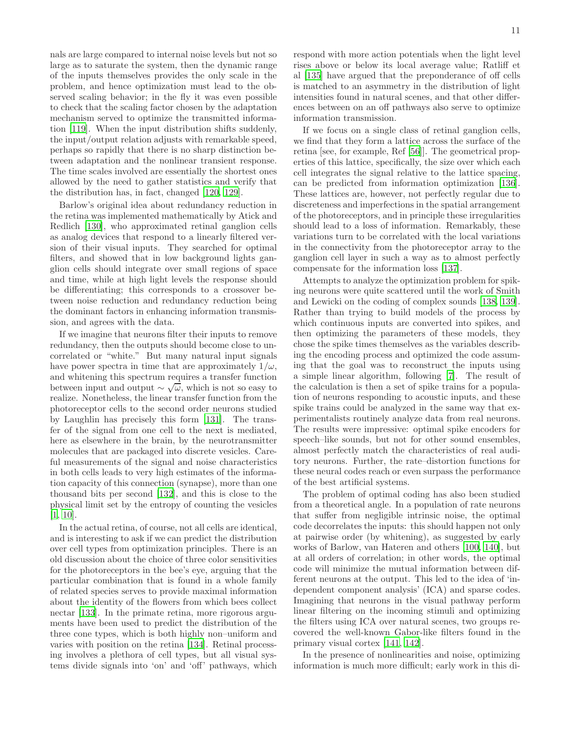nals are large compared to internal noise levels but not so large as to saturate the system, then the dynamic range of the inputs themselves provides the only scale in the problem, and hence optimization must lead to the observed scaling behavior; in the fly it was even possible to check that the scaling factor chosen by the adaptation mechanism served to optimize the transmitted information [119]. When the input distribution shifts suddenly, the input/output relation adjusts with remarkable speed, perhaps so rapidly that there is no sharp distinction between adaptation and the nonlinear transient response. The time scales involved are essentially the shortest ones allowed by the need to gather statistics and verify that the distribution has, in fact, changed [120, 129].

Barlow's original idea about redundancy reduction in the retina was implemented mathematically by Atick and Redlich [130], who approximated retinal ganglion cells as analog devices that respond to a linearly filtered version of their visual inputs. They searched for optimal filters, and showed that in low background lights ganglion cells should integrate over small regions of space and time, while at high light levels the response should be differentiating; this corresponds to a crossover between noise reduction and redundancy reduction being the dominant factors in enhancing information transmission, and agrees with the data.

If we imagine that neurons filter their inputs to remove redundancy, then the outputs should become close to uncorrelated or "white." But many natural input signals have power spectra in time that are approximately $1/\omega$, and whitening this spectrum requires a transfer function between input and output $\sim \sqrt{\omega}$, which is not so easy to realize. Nonetheless, the linear transfer function from the photoreceptor cells to the second order neurons studied by Laughlin has precisely this form [131]. The transfer of the signal from one cell to the next is mediated, here as elsewhere in the brain, by the neurotransmitter molecules that are packaged into discrete vesicles. Careful measurements of the signal and noise characteristics in both cells leads to very high estimates of the information capacity of this connection (synapse), more than one thousand bits per second [132], and this is close to the physical limit set by the entropy of counting the vesicles [1, 10].

In the actual retina, of course, not all cells are identical, and is interesting to ask if we can predict the distribution over cell types from optimization principles. There is an old discussion about the choice of three color sensitivities for the photoreceptors in the bee's eye, arguing that the particular combination that is found in a whole family of related species serves to provide maximal information about the identity of the flowers from which bees collect nectar [133]. In the primate retina, more rigorous arguments have been used to predict the distribution of the three cone types, which is both highly non–uniform and varies with position on the retina [134]. Retinal processing involves a plethora of cell types, but all visual systems divide signals into 'on' and 'off' pathways, which respond with more action potentials when the light level rises above or below its local average value; Ratliff et al [135] have argued that the preponderance of off cells is matched to an asymmetry in the distribution of light intensities found in natural scenes, and that other differences between on an off pathways also serve to optimize information transmission.

If we focus on a single class of retinal ganglion cells, we find that they form a lattice across the surface of the retina [see, for example, Ref [56]]. The geometrical properties of this lattice, specifically, the size over which each cell integrates the signal relative to the lattice spacing, can be predicted from information optimization [136]. These lattices are, however, not perfectly regular due to discreteness and imperfections in the spatial arrangement of the photoreceptors, and in principle these irregularities should lead to a loss of information. Remarkably, these variations turn to be correlated with the local variations in the connectivity from the photoreceptor array to the ganglion cell layer in such a way as to almost perfectly compensate for the information loss [137].

Attempts to analyze the optimization problem for spiking neurons were quite scattered until the work of Smith and Lewicki on the coding of complex sounds [138, 139]. Rather than trying to build models of the process by which continuous inputs are converted into spikes, and then optimizing the parameters of these models, they chose the spike times themselves as the variables describing the encoding process and optimized the code assuming that the goal was to reconstruct the inputs using a simple linear algorithm, following [7]. The result of the calculation is then a set of spike trains for a population of neurons responding to acoustic inputs, and these spike trains could be analyzed in the same way that experimentalists routinely analyze data from real neurons. The results were impressive: optimal spike encoders for speech–like sounds, but not for other sound ensembles, almost perfectly match the characteristics of real auditory neurons. Further, the rate–distortion functions for these neural codes reach or even surpass the performance of the best artificial systems.

The problem of optimal coding has also been studied from a theoretical angle. In a population of rate neurons that suffer from negligible intrinsic noise, the optimal code decorrelates the inputs: this should happen not only at pairwise order (by whitening), as suggested by early works of Barlow, van Hateren and others [100, 140], but at all orders of correlation; in other words, the optimal code will minimize the mutual information between different neurons at the output. This led to the idea of 'independent component analysis' (ICA) and sparse codes. Imagining that neurons in the visual pathway perform linear filtering on the incoming stimuli and optimizing the filters using ICA over natural scenes, two groups recovered the well-known Gabor-like filters found in the primary visual cortex [141, 142].

In the presence of nonlinearities and noise, optimizing information is much more difficult; early work in this di-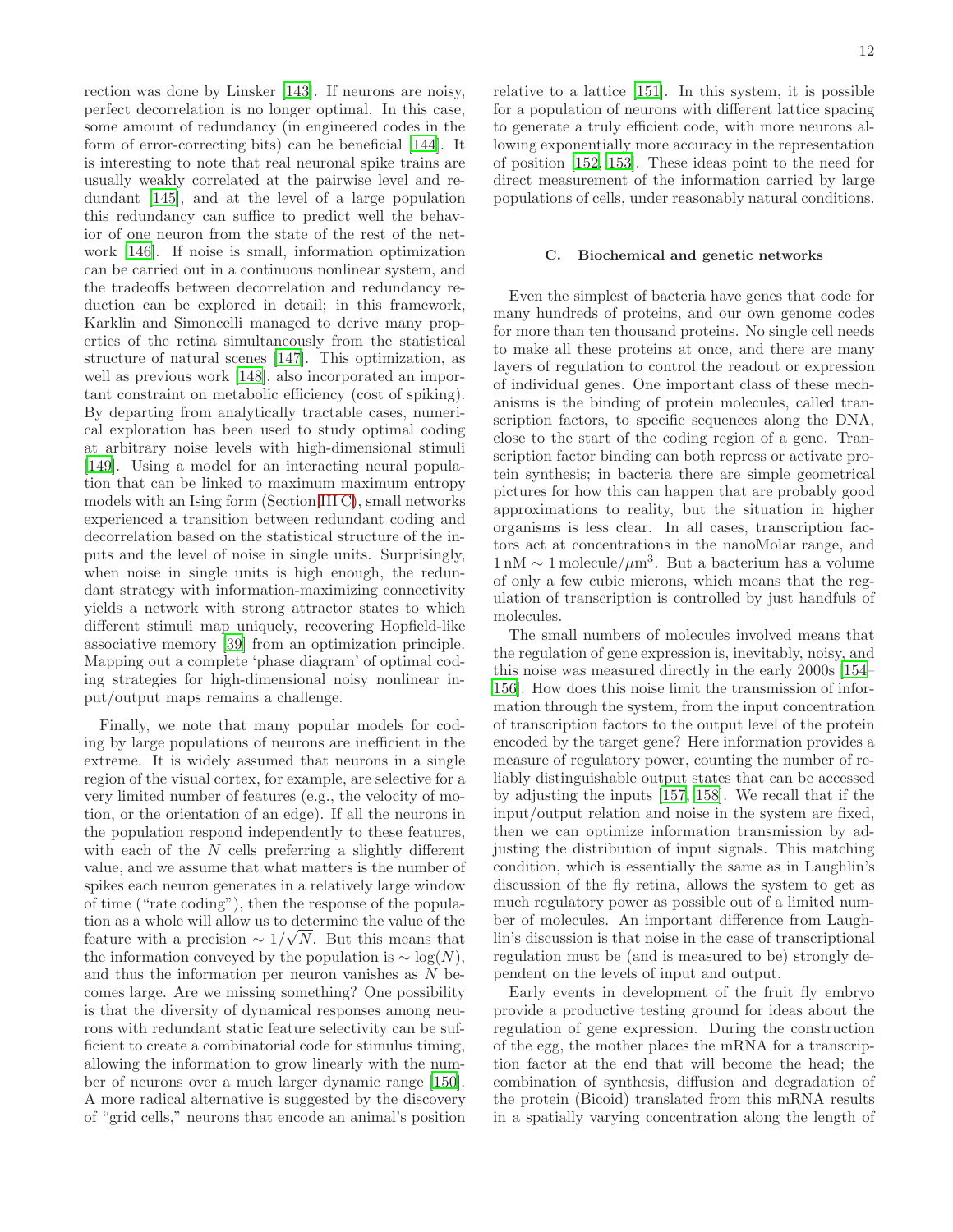rection was done by Linsker [143]. If neurons are noisy, perfect decorrelation is no longer optimal. In this case, some amount of redundancy (in engineered codes in the form of error-correcting bits) can be beneficial [144]. It is interesting to note that real neuronal spike trains are usually weakly correlated at the pairwise level and redundant [145], and at the level of a large population this redundancy can suffice to predict well the behavior of one neuron from the state of the rest of the network [146]. If noise is small, information optimization can be carried out in a continuous nonlinear system, and the tradeoffs between decorrelation and redundancy reduction can be explored in detail; in this framework, Karklin and Simoncelli managed to derive many properties of the retina simultaneously from the statistical structure of natural scenes [147]. This optimization, as well as previous work [148], also incorporated an important constraint on metabolic efficiency (cost of spiking). By departing from analytically tractable cases, numerical exploration has been used to study optimal coding at arbitrary noise levels with high-dimensional stimuli [149]. Using a model for an interacting neural population that can be linked to maximum maximum entropy models with an Ising form (Section III C), small networks experienced a transition between redundant coding and decorrelation based on the statistical structure of the inputs and the level of noise in single units. Surprisingly, when noise in single units is high enough, the redundant strategy with information-maximizing connectivity yields a network with strong attractor states to which different stimuli map uniquely, recovering Hopfield-like associative memory [39] from an optimization principle. Mapping out a complete 'phase diagram' of optimal coding strategies for high-dimensional noisy nonlinear input/output maps remains a challenge.

Finally, we note that many popular models for coding by large populations of neurons are inefficient in the extreme. It is widely assumed that neurons in a single region of the visual cortex, for example, are selective for a very limited number of features (e.g., the velocity of motion, or the orientation of an edge). If all the neurons in the population respond independently to these features, with each of the $N$ cells preferring a slightly different value, and we assume that what matters is the number of spikes each neuron generates in a relatively large window of time ("rate coding"), then the response of the population as a whole will allow us to determine the value of the feature with a precision $\sim 1/\sqrt{N}$. But this means that the information conveyed by the population is $\sim \log(N)$, and thus the information per neuron vanishes as $N$ becomes large. Are we missing something? One possibility is that the diversity of dynamical responses among neurons with redundant static feature selectivity can be sufficient to create a combinatorial code for stimulus timing, allowing the information to grow linearly with the number of neurons over a much larger dynamic range [150]. A more radical alternative is suggested by the discovery of "grid cells," neurons that encode an animal's position relative to a lattice [151]. In this system, it is possible for a population of neurons with different lattice spacing to generate a truly efficient code, with more neurons allowing exponentially more accuracy in the representation of position [152, 153]. These ideas point to the need for direct measurement of the information carried by large populations of cells, under reasonably natural conditions.

### C. Biochemical and genetic networks

Even the simplest of bacteria have genes that code for many hundreds of proteins, and our own genome codes for more than ten thousand proteins. No single cell needs to make all these proteins at once, and there are many layers of regulation to control the readout or expression of individual genes. One important class of these mechanisms is the binding of protein molecules, called transcription factors, to specific sequences along the DNA, close to the start of the coding region of a gene. Transcription factor binding can both repress or activate protein synthesis; in bacteria there are simple geometrical pictures for how this can happen that are probably good approximations to reality, but the situation in higher organisms is less clear. In all cases, transcription factors act at concentrations in the nanoMolar range, and $1\,\text{nM} \sim 1\,\text{molecule}/\mu\text{m}^3$. But a bacterium has a volume of only a few cubic microns, which means that the regulation of transcription is controlled by just handfuls of molecules.

The small numbers of molecules involved means that the regulation of gene expression is, inevitably, noisy, and this noise was measured directly in the early 2000s [154–156]. How does this noise limit the transmission of information through the system, from the input concentration of transcription factors to the output level of the protein encoded by the target gene? Here information provides a measure of regulatory power, counting the number of reliably distinguishable output states that can be accessed by adjusting the inputs [157, 158]. We recall that if the input/output relation and noise in the system are fixed, then we can optimize information transmission by adjusting the distribution of input signals. This matching condition, which is essentially the same as in Laughlin's discussion of the fly retina, allows the system to get as much regulatory power as possible out of a limited number of molecules. An important difference from Laughlin's discussion is that noise in the case of transcriptional regulation must be (and is measured to be) strongly dependent on the levels of input and output.

Early events in development of the fruit fly embryo provide a productive testing ground for ideas about the regulation of gene expression. During the construction of the egg, the mother places the mRNA for a transcription factor at the end that will become the head; the combination of synthesis, diffusion and degradation of the protein (Bicoid) translated from this mRNA results in a spatially varying concentration along the length of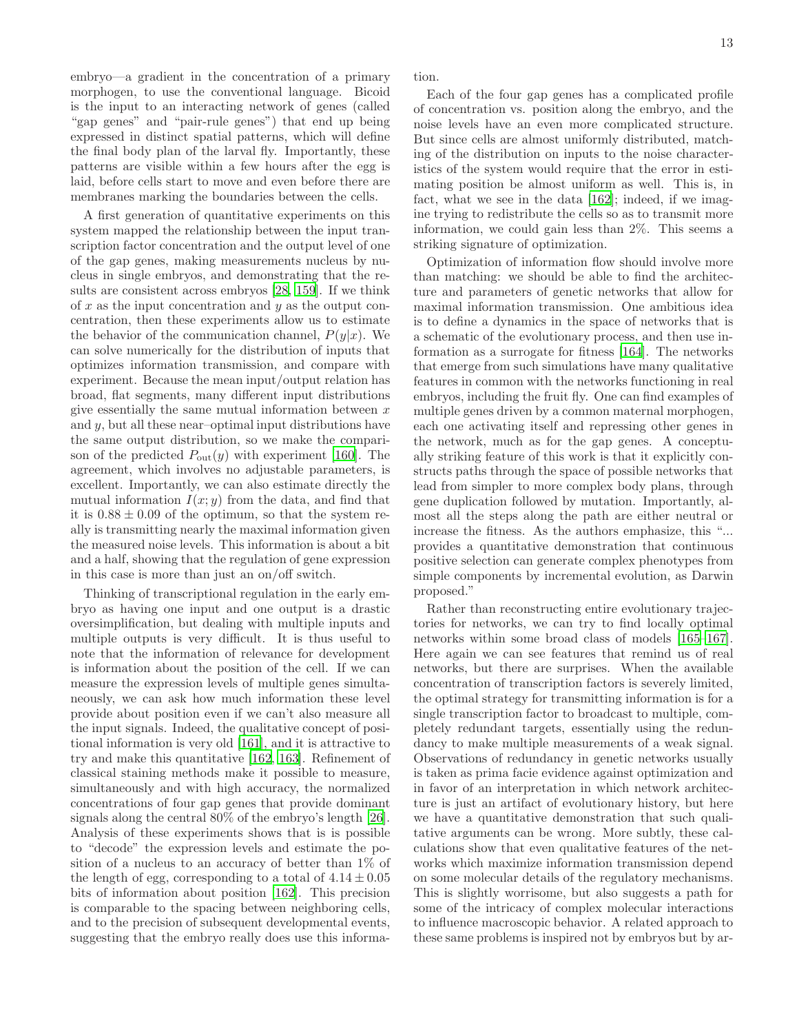embryo—a gradient in the concentration of a primary morphogen, to use the conventional language. Bicoid is the input to an interacting network of genes (called "gap genes" and "pair-rule genes") that end up being expressed in distinct spatial patterns, which will define the final body plan of the larval fly. Importantly, these patterns are visible within a few hours after the egg is laid, before cells start to move and even before there are membranes marking the boundaries between the cells.

A first generation of quantitative experiments on this system mapped the relationship between the input transcription factor concentration and the output level of one of the gap genes, making measurements nucleus by nucleus in single embryos, and demonstrating that the results are consistent across embryos [28, 159]. If we think of $x$ as the input concentration and $y$ as the output concentration, then these experiments allow us to estimate the behavior of the communication channel, $P(y|x)$. We can solve numerically for the distribution of inputs that optimizes information transmission, and compare with experiment. Because the mean input/output relation has broad, flat segments, many different input distributions give essentially the same mutual information between $x$ and $y$, but all these near–optimal input distributions have the same output distribution, so we make the comparison of the predicted $P_{\rm out}(y)$ with experiment [160]. The agreement, which involves no adjustable parameters, is excellent. Importantly, we can also estimate directly the mutual information $I(x;y)$ from the data, and find that it is $0.88 \pm 0.09$ of the optimum, so that the system really is transmitting nearly the maximal information given the measured noise levels. This information is about a bit and a half, showing that the regulation of gene expression in this case is more than just an on/off switch.

Thinking of transcriptional regulation in the early embryo as having one input and one output is a drastic oversimplification, but dealing with multiple inputs and multiple outputs is very difficult. It is thus useful to note that the information of relevance for development is information about the position of the cell. If we can measure the expression levels of multiple genes simultaneously, we can ask how much information these level provide about position even if we can't also measure all the input signals. Indeed, the qualitative concept of positional information is very old [161], and it is attractive to try and make this quantitative [162, 163]. Refinement of classical staining methods make it possible to measure, simultaneously and with high accuracy, the normalized concentrations of four gap genes that provide dominant signals along the central 80% of the embryo's length [26]. Analysis of these experiments shows that is is possible to "decode" the expression levels and estimate the position of a nucleus to an accuracy of better than 1% of the length of egg, corresponding to a total of $4.14 \pm 0.05$ bits of information about position [162]. This precision is comparable to the spacing between neighboring cells, and to the precision of subsequent developmental events, suggesting that the embryo really does use this information.

Each of the four gap genes has a complicated profile of concentration vs. position along the embryo, and the noise levels have an even more complicated structure. But since cells are almost uniformly distributed, matching of the distribution on inputs to the noise characteristics of the system would require that the error in estimating position be almost uniform as well. This is, in fact, what we see in the data [162]; indeed, if we imagine trying to redistribute the cells so as to transmit more information, we could gain less than 2%. This seems a striking signature of optimization.

Optimization of information flow should involve more than matching: we should be able to find the architecture and parameters of genetic networks that allow for maximal information transmission. One ambitious idea is to define a dynamics in the space of networks that is a schematic of the evolutionary process, and then use information as a surrogate for fitness [164]. The networks that emerge from such simulations have many qualitative features in common with the networks functioning in real embryos, including the fruit fly. One can find examples of multiple genes driven by a common maternal morphogen, each one activating itself and repressing other genes in the network, much as for the gap genes. A conceptually striking feature of this work is that it explicitly constructs paths through the space of possible networks that lead from simpler to more complex body plans, through gene duplication followed by mutation. Importantly, almost all the steps along the path are either neutral or increase the fitness. As the authors emphasize, this "... provides a quantitative demonstration that continuous positive selection can generate complex phenotypes from simple components by incremental evolution, as Darwin proposed."

Rather than reconstructing entire evolutionary trajectories for networks, we can try to find locally optimal networks within some broad class of models [165–167]. Here again we can see features that remind us of real networks, but there are surprises. When the available concentration of transcription factors is severely limited, the optimal strategy for transmitting information is for a single transcription factor to broadcast to multiple, completely redundant targets, essentially using the redundancy to make multiple measurements of a weak signal. Observations of redundancy in genetic networks usually is taken as prima facie evidence against optimization and in favor of an interpretation in which network architecture is just an artifact of evolutionary history, but here we have a quantitative demonstration that such qualitative arguments can be wrong. More subtly, these calculations show that even qualitative features of the networks which maximize information transmission depend on some molecular details of the regulatory mechanisms. This is slightly worrisome, but also suggests a path for some of the intricacy of complex molecular interactions to influence macroscopic behavior. A related approach to these same problems is inspired not by embryos but by ar-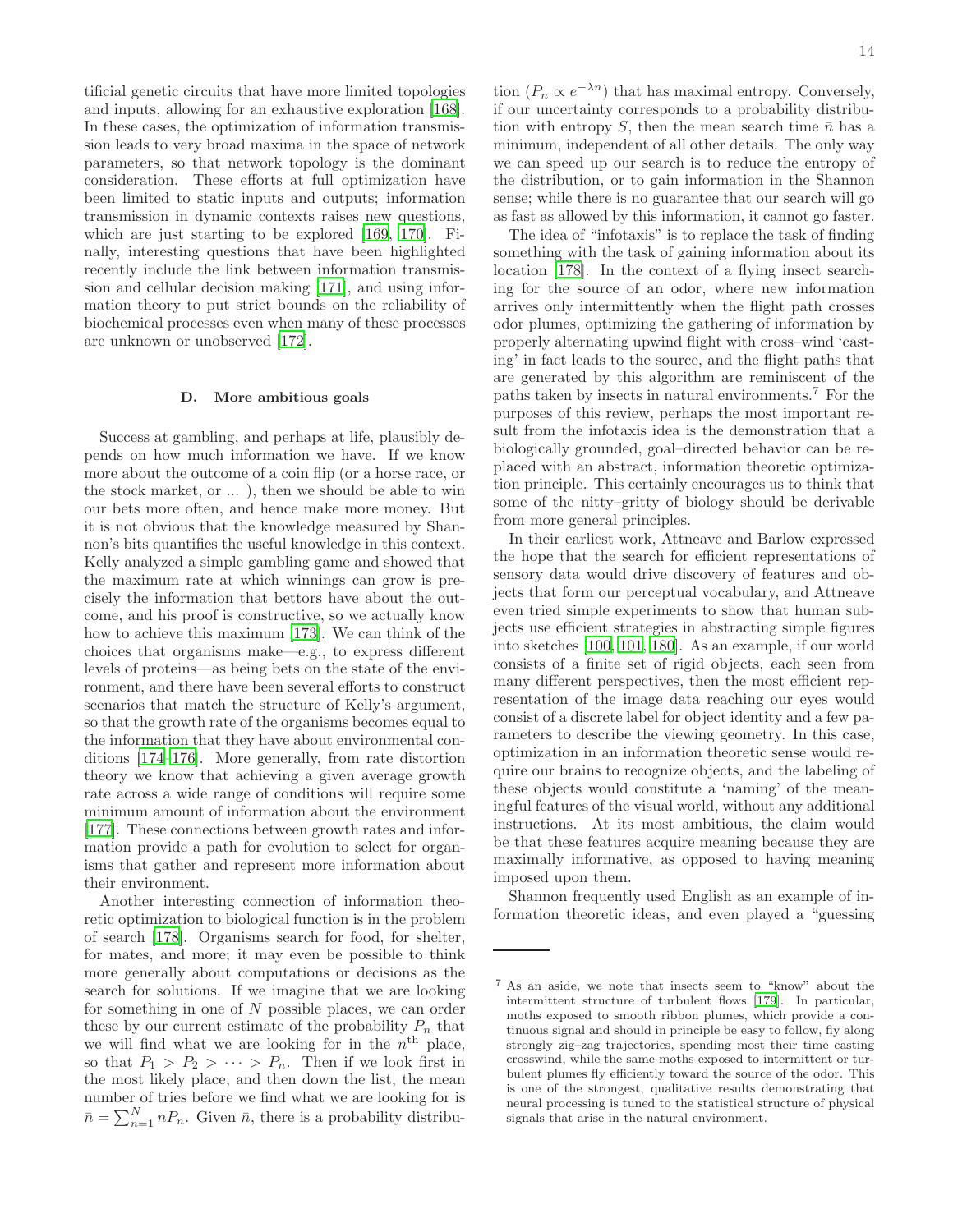tificial genetic circuits that have more limited topologies and inputs, allowing for an exhaustive exploration [168]. In these cases, the optimization of information transmission leads to very broad maxima in the space of network parameters, so that network topology is the dominant consideration. These efforts at full optimization have been limited to static inputs and outputs; information transmission in dynamic contexts raises new questions, which are just starting to be explored [169, 170]. Finally, interesting questions that have been highlighted recently include the link between information transmission and cellular decision making [171], and using information theory to put strict bounds on the reliability of biochemical processes even when many of these processes are unknown or unobserved [172].

### D. More ambitious goals

Success at gambling, and perhaps at life, plausibly depends on how much information we have. If we know more about the outcome of a coin flip (or a horse race, or the stock market, or ... ), then we should be able to win our bets more often, and hence make more money. But it is not obvious that the knowledge measured by Shannon's bits quantifies the useful knowledge in this context. Kelly analyzed a simple gambling game and showed that the maximum rate at which winnings can grow is precisely the information that bettors have about the outcome, and his proof is constructive, so we actually know how to achieve this maximum [173]. We can think of the choices that organisms make—e.g., to express different levels of proteins—as being bets on the state of the environment, and there have been several efforts to construct scenarios that match the structure of Kelly's argument, so that the growth rate of the organisms becomes equal to the information that they have about environmental conditions [174–176]. More generally, from rate distortion theory we know that achieving a given average growth rate across a wide range of conditions will require some minimum amount of information about the environment [177]. These connections between growth rates and information provide a path for evolution to select for organisms that gather and represent more information about their environment.

Another interesting connection of information theoretic optimization to biological function is in the problem of search [178]. Organisms search for food, for shelter, for mates, and more; it may even be possible to think more generally about computations or decisions as the search for solutions. If we imagine that we are looking for something in one of $N$ possible places, we can order these by our current estimate of the probability $P_n$ that we will find what we are looking for in the $n^{\text{th}}$ place, so that $P_1 > P_2 > \cdots > P_n$. Then if we look first in the most likely place, and then down the list, the mean number of tries before we find what we are looking for is $\bar{n} = \sum_{n=1}^{N} nP_n$. Given $\bar{n}$, there is a probability distribution ($P_n \propto e^{-\lambda n}$) that has maximal entropy. Conversely, if our uncertainty corresponds to a probability distribution with entropy $S$, then the mean search time $\bar{n}$ has a minimum, independent of all other details. The only way we can speed up our search is to reduce the entropy of the distribution, or to gain information in the Shannon sense; while there is no guarantee that our search will go as fast as allowed by this information, it cannot go faster.

The idea of "infotaxis" is to replace the task of finding something with the task of gaining information about its location [178]. In the context of a flying insect searching for the source of an odor, where new information arrives only intermittently when the flight path crosses odor plumes, optimizing the gathering of information by properly alternating upwind flight with cross–wind 'casting' in fact leads to the source, and the flight paths that are generated by this algorithm are reminiscent of the paths taken by insects in natural environments.[7] For the purposes of this review, perhaps the most important result from the infotaxis idea is the demonstration that a biologically grounded, goal–directed behavior can be replaced with an abstract, information theoretic optimization principle. This certainly encourages us to think that some of the nitty–gritty of biology should be derivable from more general principles.

In their earliest work, Attneave and Barlow expressed the hope that the search for efficient representations of sensory data would drive discovery of features and objects that form our perceptual vocabulary, and Attneave even tried simple experiments to show that human subjects use efficient strategies in abstracting simple figures into sketches [100, 101, 180]. As an example, if our world consists of a finite set of rigid objects, each seen from many different perspectives, then the most efficient representation of the image data reaching our eyes would consist of a discrete label for object identity and a few parameters to describe the viewing geometry. In this case, optimization in an information theoretic sense would require our brains to recognize objects, and the labeling of these objects would constitute a 'naming' of the meaningful features of the visual world, without any additional instructions. At its most ambitious, the claim would be that these features acquire meaning because they are maximally informative, as opposed to having meaning imposed upon them.

Shannon frequently used English as an example of information theoretic ideas, and even played a "guessing

---

[7] As an aside, we note that insects seem to "know" about the intermittent structure of turbulent flows [179]. In particular, moths exposed to smooth ribbon plumes, which provide a continuous signal and should in principle be easy to follow, fly along strongly zig–zag trajectories, spending most their time casting crosswind, while the same moths exposed to intermittent or turbulent plumes fly efficiently toward the source of the odor. This is one of the strongest, qualitative results demonstrating that neural processing is tuned to the statistical structure of physical signals that arise in the natural environment.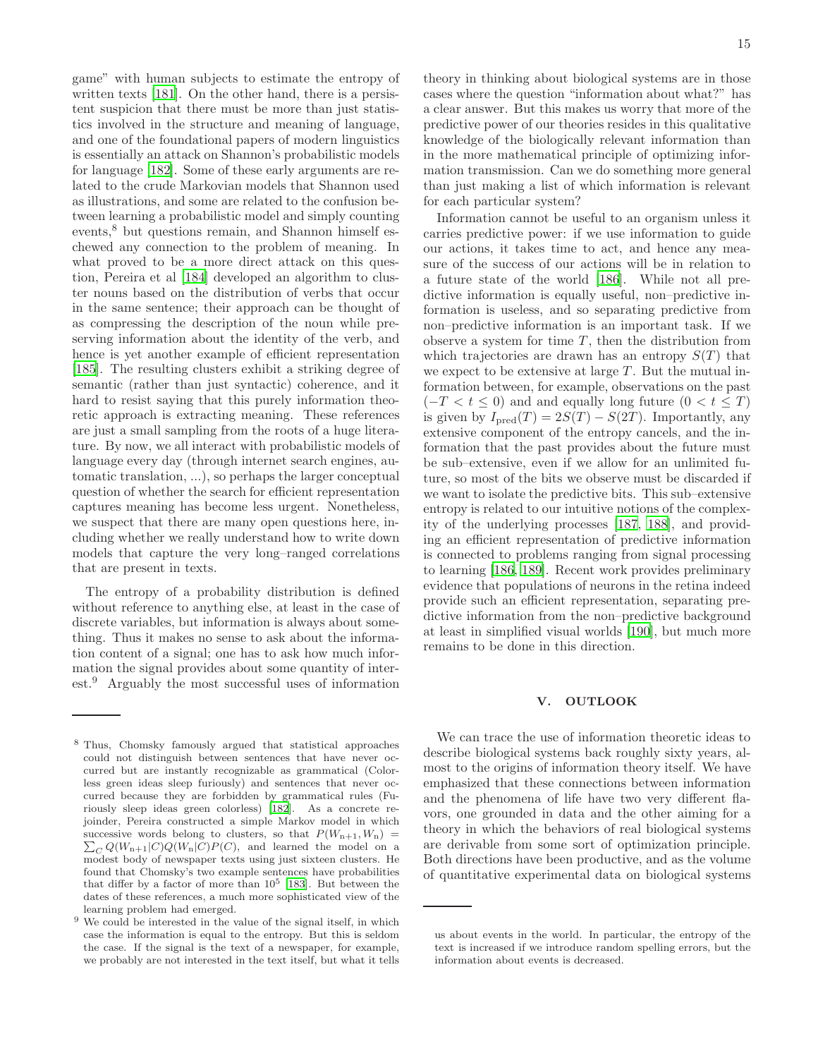game" with human subjects to estimate the entropy of written texts [181]. On the other hand, there is a persistent suspicion that there must be more than just statistics involved in the structure and meaning of language, and one of the foundational papers of modern linguistics is essentially an attack on Shannon's probabilistic models for language [182]. Some of these early arguments are related to the crude Markovian models that Shannon used as illustrations, and some are related to the confusion between learning a probabilistic model and simply counting events,[8] but questions remain, and Shannon himself eschewed any connection to the problem of meaning. In what proved to be a more direct attack on this question, Pereira et al [184] developed an algorithm to cluster nouns based on the distribution of verbs that occur in the same sentence; their approach can be thought of as compressing the description of the noun while preserving information about the identity of the verb, and hence is yet another example of efficient representation [185]. The resulting clusters exhibit a striking degree of semantic (rather than just syntactic) coherence, and it hard to resist saying that this purely information theoretic approach is extracting meaning. These references are just a small sampling from the roots of a huge literature. By now, we all interact with probabilistic models of language every day (through internet search engines, automatic translation, ...), so perhaps the larger conceptual question of whether the search for efficient representation captures meaning has become less urgent. Nonetheless, we suspect that there are many open questions here, including whether we really understand how to write down models that capture the very long–ranged correlations that are present in texts.

The entropy of a probability distribution is defined without reference to anything else, at least in the case of discrete variables, but information is always about something. Thus it makes no sense to ask about the information content of a signal; one has to ask how much information the signal provides about some quantity of interest.[9] Arguably the most successful uses of information theory in thinking about biological systems are in those cases where the question "information about what?" has a clear answer. But this makes us worry that more of the predictive power of our theories resides in this qualitative knowledge of the biologically relevant information than in the more mathematical principle of optimizing information transmission. Can we do something more general than just making a list of which information is relevant for each particular system?

Information cannot be useful to an organism unless it carries predictive power: if we use information to guide our actions, it takes time to act, and hence any measure of the success of our actions will be in relation to a future state of the world [186]. While not all predictive information is equally useful, non–predictive information is useless, and so separating predictive from non–predictive information is an important task. If we observe a system for time $T$, then the distribution from which trajectories are drawn has an entropy $S(T)$ that we expect to be extensive at large $T$. But the mutual information between, for example, observations on the past $(-T < t \leq 0)$ and and equally long future $(0 < t \leq T)$ is given by $I_{\rm pred}(T) = 2S(T) - S(2T)$. Importantly, any extensive component of the entropy cancels, and the information that the past provides about the future must be sub–extensive, even if we allow for an unlimited future, so most of the bits we observe must be discarded if we want to isolate the predictive bits. This sub–extensive entropy is related to our intuitive notions of the complexity of the underlying processes [187, 188], and providing an efficient representation of predictive information is connected to problems ranging from signal processing to learning [186, 189]. Recent work provides preliminary evidence that populations of neurons in the retina indeed provide such an efficient representation, separating predictive information from the non–predictive background at least in simplified visual worlds [190], but much more remains to be done in this direction.

## V. OUTLOOK

We can trace the use of information theoretic ideas to describe biological systems back roughly sixty years, almost to the origins of information theory itself. We have emphasized that these connections between information and the phenomena of life have two very different flavors, one grounded in data and the other aiming for a theory in which the behaviors of real biological systems are derivable from some sort of optimization principle. Both directions have been productive, and as the volume of quantitative experimental data on biological systems

---

[8] Thus, Chomsky famously argued that statistical approaches could not distinguish between sentences that have never occurred but are instantly recognizable as grammatical (Colorless green ideas sleep furiously) and sentences that never occurred because they are forbidden by grammatical rules (Furiously sleep ideas green colorless) [182]. As a concrete rejoinder, Pereira constructed a simple Markov model in which successive words belong to clusters, so that $P(W_{\rm n+1}, W_{\rm n}) = \sum_C Q(W_{\rm n+1}|C)Q(W_{\rm n}|C)P(C)$, and learned the model on a modest body of newspaper texts using just sixteen clusters. He found that Chomsky's two example sentences have probabilities that differ by a factor of more than $10^5$ [183]. But between the dates of these references, a much more sophisticated view of the learning problem had emerged.

[9] We could be interested in the value of the signal itself, in which case the information is equal to the entropy. But this is seldom the case. If the signal is the text of a newspaper, for example, we probably are not interested in the text itself, but what it tells us about events in the world. In particular, the entropy of the text is increased if we introduce random spelling errors, but the information about events is decreased.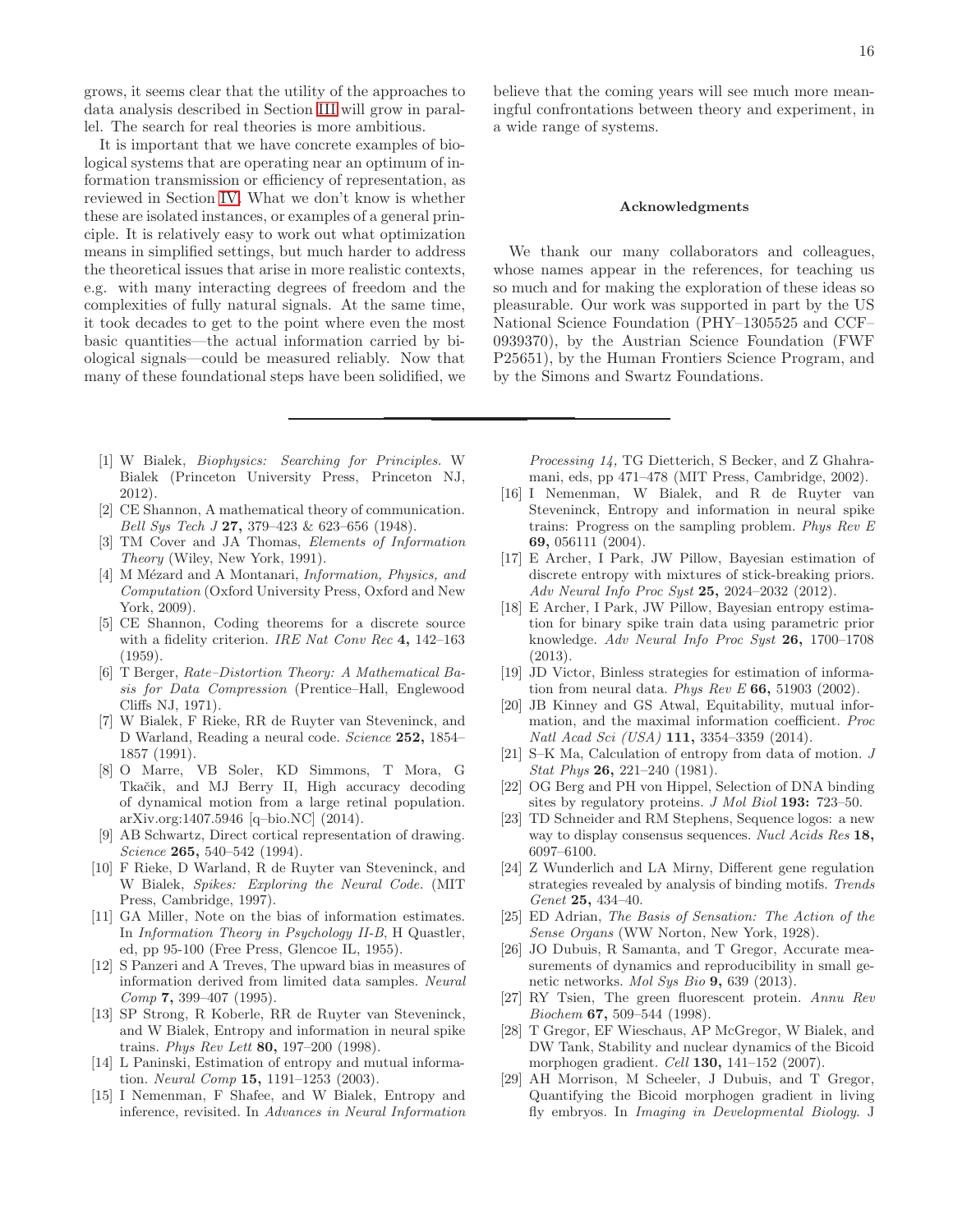grows, it seems clear that the utility of the approaches to data analysis described in Section III will grow in parallel. The search for real theories is more ambitious.

It is important that we have concrete examples of biological systems that are operating near an optimum of information transmission or efficiency of representation, as reviewed in Section IV. What we don't know is whether these are isolated instances, or examples of a general principle. It is relatively easy to work out what optimization means in simplified settings, but much harder to address the theoretical issues that arise in more realistic contexts, e.g. with many interacting degrees of freedom and the complexities of fully natural signals. At the same time, it took decades to get to the point where even the most basic quantities—the actual information carried by biological signals—could be measured reliably. Now that many of these foundational steps have been solidified, we believe that the coming years will see much more meaningful confrontations between theory and experiment, in a wide range of systems.

### Acknowledgments

We thank our many collaborators and colleagues, whose names appear in the references, for teaching us so much and for making the exploration of these ideas so pleasurable. Our work was supported in part by the US National Science Foundation (PHY–1305525 and CCF–0939370), by the Austrian Science Foundation (FWF P25651), by the Human Frontiers Science Program, and by the Simons and Swartz Foundations.

---

[1] W Bialek, *Biophysics: Searching for Principles.* W Bialek (Princeton University Press, Princeton NJ, 2012).

[2] CE Shannon, A mathematical theory of communication. *Bell Sys Tech J* **27,** 379–423 & 623–656 (1948).

[3] TM Cover and JA Thomas, *Elements of Information Theory* (Wiley, New York, 1991).

[4] M Mézard and A Montanari, *Information, Physics, and Computation* (Oxford University Press, Oxford and New York, 2009).

[5] CE Shannon, Coding theorems for a discrete source with a fidelity criterion. *IRE Nat Conv Rec* **4,** 142–163 (1959).

[6] T Berger, *Rate–Distortion Theory: A Mathematical Basis for Data Compression* (Prentice–Hall, Englewood Cliffs NJ, 1971).

[7] W Bialek, F Rieke, RR de Ruyter van Steveninck, and D Warland, Reading a neural code. *Science* **252,** 1854–1857 (1991).

[8] O Marre, VB Soler, KD Simmons, T Mora, G Tkačik, and MJ Berry II, High accuracy decoding of dynamical motion from a large retinal population. arXiv.org:1407.5946 [q–bio.NC] (2014).

[9] AB Schwartz, Direct cortical representation of drawing. *Science* **265,** 540–542 (1994).

[10] F Rieke, D Warland, R de Ruyter van Steveninck, and W Bialek, *Spikes: Exploring the Neural Code.* (MIT Press, Cambridge, 1997).

[11] GA Miller, Note on the bias of information estimates. In *Information Theory in Psychology II-B*, H Quastler, ed, pp 95-100 (Free Press, Glencoe IL, 1955).

[12] S Panzeri and A Treves, The upward bias in measures of information derived from limited data samples. *Neural Comp* **7,** 399–407 (1995).

[13] SP Strong, R Koberle, RR de Ruyter van Steveninck, and W Bialek, Entropy and information in neural spike trains. *Phys Rev Lett* **80,** 197–200 (1998).

[14] L Paninski, Estimation of entropy and mutual information. *Neural Comp* **15,** 1191–1253 (2003).

[15] I Nemenman, F Shafee, and W Bialek, Entropy and inference, revisited. In *Advances in Neural Information Processing 14,* TG Dietterich, S Becker, and Z Ghahramani, eds, pp 471–478 (MIT Press, Cambridge, 2002).

[16] I Nemenman, W Bialek, and R de Ruyter van Steveninck, Entropy and information in neural spike trains: Progress on the sampling problem. *Phys Rev E* **69,** 056111 (2004).

[17] E Archer, I Park, JW Pillow, Bayesian estimation of discrete entropy with mixtures of stick-breaking priors. *Adv Neural Info Proc Syst* **25,** 2024–2032 (2012).

[18] E Archer, I Park, JW Pillow, Bayesian entropy estimation for binary spike train data using parametric prior knowledge. *Adv Neural Info Proc Syst* **26,** 1700–1708 (2013).

[19] JD Victor, Binless strategies for estimation of information from neural data. *Phys Rev E* **66,** 51903 (2002).

[20] JB Kinney and GS Atwal, Equitability, mutual information, and the maximal information coefficient. *Proc Natl Acad Sci (USA)* **111,** 3354–3359 (2014).

[21] S–K Ma, Calculation of entropy from data of motion. *J Stat Phys* **26,** 221–240 (1981).

[22] OG Berg and PH von Hippel, Selection of DNA binding sites by regulatory proteins. *J Mol Biol* **193:** 723–50.

[23] TD Schneider and RM Stephens, Sequence logos: a new way to display consensus sequences. *Nucl Acids Res* **18,** 6097–6100.

[24] Z Wunderlich and LA Mirny, Different gene regulation strategies revealed by analysis of binding motifs. *Trends Genet* **25,** 434–40.

[25] ED Adrian, *The Basis of Sensation: The Action of the Sense Organs* (WW Norton, New York, 1928).

[26] JO Dubuis, R Samanta, and T Gregor, Accurate measurements of dynamics and reproducibility in small genetic networks. *Mol Sys Bio* **9,** 639 (2013).

[27] RY Tsien, The green fluorescent protein. *Annu Rev Biochem* **67,** 509–544 (1998).

[28] T Gregor, EF Wieschaus, AP McGregor, W Bialek, and DW Tank, Stability and nuclear dynamics of the Bicoid morphogen gradient. *Cell* **130,** 141–152 (2007).

[29] AH Morrison, M Scheeler, J Dubuis, and T Gregor, Quantifying the Bicoid morphogen gradient in living fly embryos. In *Imaging in Developmental Biology.* J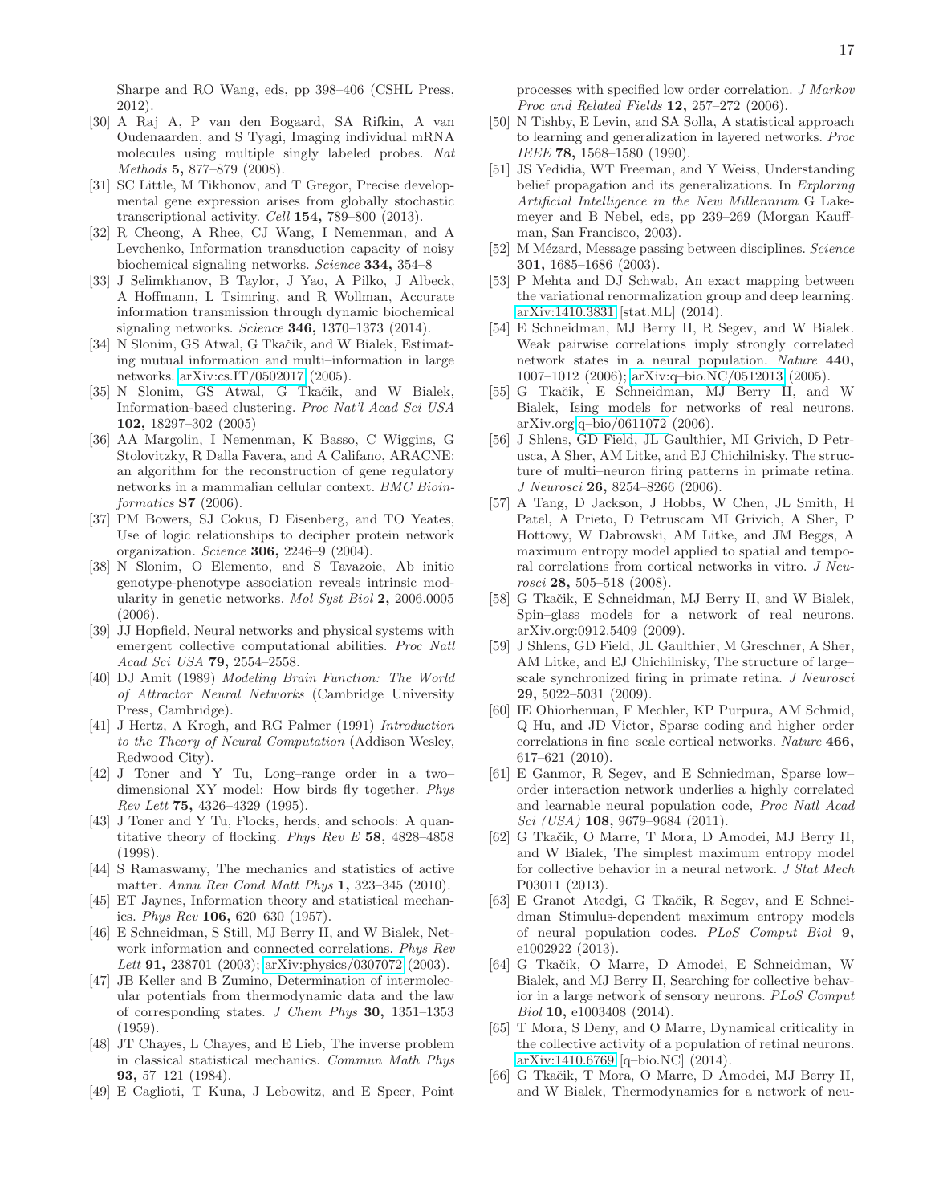Sharpe and RO Wang, eds, pp 398–406 (CSHL Press, 2012).

[30] A Raj A, P van den Bogaard, SA Rifkin, A van Oudenaarden, and S Tyagi, Imaging individual mRNA molecules using multiple singly labeled probes. *Nat Methods* **5,** 877–879 (2008).

[31] SC Little, M Tikhonov, and T Gregor, Precise developmental gene expression arises from globally stochastic transcriptional activity. *Cell* **154,** 789–800 (2013).

[32] R Cheong, A Rhee, CJ Wang, I Nemenman, and A Levchenko, Information transduction capacity of noisy biochemical signaling networks. *Science* **334,** 354–8

[33] J Selimkhanov, B Taylor, J Yao, A Pilko, J Albeck, A Hoffmann, L Tsimring, and R Wollman, Accurate information transmission through dynamic biochemical signaling networks. *Science* **346,** 1370–1373 (2014).

[34] N Slonim, GS Atwal, G Tkačik, and W Bialek, Estimating mutual information and multi–information in large networks. arXiv:cs.IT/0502017 (2005).

[35] N Slonim, GS Atwal, G Tkačik, and W Bialek, Information-based clustering. *Proc Nat'l Acad Sci USA* **102,** 18297–302 (2005)

[36] AA Margolin, I Nemenman, K Basso, C Wiggins, G Stolovitzky, R Dalla Favera, and A Califano, ARACNE: an algorithm for the reconstruction of gene regulatory networks in a mammalian cellular context. *BMC Bioinformatics* **S7** (2006).

[37] PM Bowers, SJ Cokus, D Eisenberg, and TO Yeates, Use of logic relationships to decipher protein network organization. *Science* **306,** 2246–9 (2004).

[38] N Slonim, O Elemento, and S Tavazoie, Ab initio genotype-phenotype association reveals intrinsic modularity in genetic networks. *Mol Syst Biol* **2,** 2006.0005 (2006).

[39] JJ Hopfield, Neural networks and physical systems with emergent collective computational abilities. *Proc Natl Acad Sci USA* **79,** 2554–2558.

[40] DJ Amit (1989) *Modeling Brain Function: The World of Attractor Neural Networks* (Cambridge University Press, Cambridge).

[41] J Hertz, A Krogh, and RG Palmer (1991) *Introduction to the Theory of Neural Computation* (Addison Wesley, Redwood City).

[42] J Toner and Y Tu, Long–range order in a two–dimensional XY model: How birds fly together. *Phys Rev Lett* **75,** 4326–4329 (1995).

[43] J Toner and Y Tu, Flocks, herds, and schools: A quantitative theory of flocking. *Phys Rev E* **58,** 4828–4858 (1998).

[44] S Ramaswamy, The mechanics and statistics of active matter. *Annu Rev Cond Matt Phys* **1,** 323–345 (2010).

[45] ET Jaynes, Information theory and statistical mechanics. *Phys Rev* **106,** 620–630 (1957).

[46] E Schneidman, S Still, MJ Berry II, and W Bialek, Network information and connected correlations. *Phys Rev Lett* **91,** 238701 (2003); arXiv:physics/0307072 (2003).

[47] JB Keller and B Zumino, Determination of intermolecular potentials from thermodynamic data and the law of corresponding states. *J Chem Phys* **30,** 1351–1353 (1959).

[48] JT Chayes, L Chayes, and E Lieb, The inverse problem in classical statistical mechanics. *Commun Math Phys* **93,** 57–121 (1984).

[49] E Caglioti, T Kuna, J Lebowitz, and E Speer, Point processes with specified low order correlation. *J Markov Proc and Related Fields* **12,** 257–272 (2006).

[50] N Tishby, E Levin, and SA Solla, A statistical approach to learning and generalization in layered networks. *Proc IEEE* **78,** 1568–1580 (1990).

[51] JS Yedidia, WT Freeman, and Y Weiss, Understanding belief propagation and its generalizations. In *Exploring Artificial Intelligence in the New Millennium* G Lakemeyer and B Nebel, eds, pp 239–269 (Morgan Kauffman, San Francisco, 2003).

[52] M Mézard, Message passing between disciplines. *Science* **301,** 1685–1686 (2003).

[53] P Mehta and DJ Schwab, An exact mapping between the variational renormalization group and deep learning. arXiv:1410.3831 [stat.ML] (2014).

[54] E Schneidman, MJ Berry II, R Segev, and W Bialek. Weak pairwise correlations imply strongly correlated network states in a neural population. *Nature* **440,** 1007–1012 (2006); arXiv:q–bio.NC/0512013 (2005).

[55] G Tkačik, E Schneidman, MJ Berry II, and W Bialek, Ising models for networks of real neurons. arXiv.org q–bio/0611072 (2006).

[56] J Shlens, GD Field, JL Gaulthier, MI Grivich, D Petrusca, A Sher, AM Litke, and EJ Chichilnisky, The structure of multi–neuron firing patterns in primate retina. *J Neurosci* **26,** 8254–8266 (2006).

[57] A Tang, D Jackson, J Hobbs, W Chen, JL Smith, H Patel, A Prieto, D Petruscam MI Grivich, A Sher, P Hottowy, W Dabrowski, AM Litke, and JM Beggs, A maximum entropy model applied to spatial and temporal correlations from cortical networks in vitro. *J Neurosci* **28,** 505–518 (2008).

[58] G Tkačik, E Schneidman, MJ Berry II, and W Bialek, Spin–glass models for a network of real neurons. arXiv.org:0912.5409 (2009).

[59] J Shlens, GD Field, JL Gaulthier, M Greschner, A Sher, AM Litke, and EJ Chichilnisky, The structure of large–scale synchronized firing in primate retina. *J Neurosci* **29,** 5022–5031 (2009).

[60] IE Ohiorhenuan, F Mechler, KP Purpura, AM Schmid, Q Hu, and JD Victor, Sparse coding and higher–order correlations in fine–scale cortical networks. *Nature* **466,** 617–621 (2010).

[61] E Ganmor, R Segev, and E Schniedman, Sparse low–order interaction network underlies a highly correlated and learnable neural population code, *Proc Natl Acad Sci (USA)* **108,** 9679–9684 (2011).

[62] G Tkačik, O Marre, T Mora, D Amodei, MJ Berry II, and W Bialek, The simplest maximum entropy model for collective behavior in a neural network. *J Stat Mech* P03011 (2013).

[63] E Granot–Atedgi, G Tkačik, R Segev, and E Schneidman Stimulus-dependent maximum entropy models of neural population codes. *PLoS Comput Biol* **9,** e1002922 (2013).

[64] G Tkačik, O Marre, D Amodei, E Schneidman, W Bialek, and MJ Berry II, Searching for collective behavior in a large network of sensory neurons. *PLoS Comput Biol* **10,** e1003408 (2014).

[65] T Mora, S Deny, and O Marre, Dynamical criticality in the collective activity of a population of retinal neurons. arXiv:1410.6769 [q–bio.NC] (2014).

[66] G Tkačik, T Mora, O Marre, D Amodei, MJ Berry II, and W Bialek, Thermodynamics for a network of neu-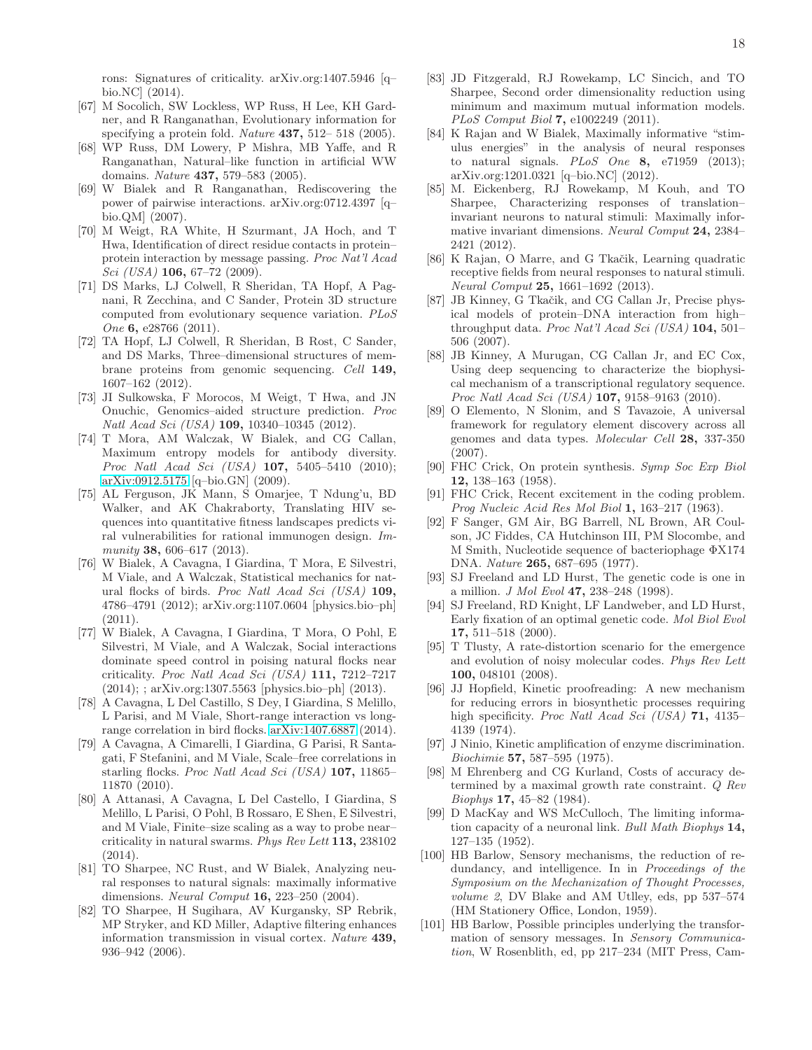rons: Signatures of criticality. arXiv.org:1407.5946 [q–bio.NC] (2014).

[67] M Socolich, SW Lockless, WP Russ, H Lee, KH Gardner, and R Ranganathan, Evolutionary information for specifying a protein fold. *Nature* **437,** 512– 518 (2005).

[68] WP Russ, DM Lowery, P Mishra, MB Yaffe, and R Ranganathan, Natural–like function in artificial WW domains. *Nature* **437,** 579–583 (2005).

[69] W Bialek and R Ranganathan, Rediscovering the power of pairwise interactions. arXiv.org:0712.4397 [q–bio.QM] (2007).

[70] M Weigt, RA White, H Szurmant, JA Hoch, and T Hwa, Identification of direct residue contacts in protein–protein interaction by message passing. *Proc Nat'l Acad Sci (USA)* **106,** 67–72 (2009).

[71] DS Marks, LJ Colwell, R Sheridan, TA Hopf, A Pagnani, R Zecchina, and C Sander, Protein 3D structure computed from evolutionary sequence variation. *PLoS One* **6,** e28766 (2011).

[72] TA Hopf, LJ Colwell, R Sheridan, B Rost, C Sander, and DS Marks, Three–dimensional structures of membrane proteins from genomic sequencing. *Cell* **149,** 1607–162 (2012).

[73] JI Sulkowska, F Morocos, M Weigt, T Hwa, and JN Onuchic, Genomics–aided structure prediction. *Proc Natl Acad Sci (USA)* **109,** 10340–10345 (2012).

[74] T Mora, AM Walczak, W Bialek, and CG Callan, Maximum entropy models for antibody diversity. *Proc Natl Acad Sci (USA)* **107,** 5405–5410 (2010); arXiv:0912.5175 [q–bio.GN] (2009).

[75] AL Ferguson, JK Mann, S Omarjee, T Ndung'u, BD Walker, and AK Chakraborty, Translating HIV sequences into quantitative fitness landscapes predicts viral vulnerabilities for rational immunogen design. *Immunity* **38,** 606–617 (2013).

[76] W Bialek, A Cavagna, I Giardina, T Mora, E Silvestri, M Viale, and A Walczak, Statistical mechanics for natural flocks of birds. *Proc Natl Acad Sci (USA)* **109,** 4786–4791 (2012); arXiv.org:1107.0604 [physics.bio–ph] (2011).

[77] W Bialek, A Cavagna, I Giardina, T Mora, O Pohl, E Silvestri, M Viale, and A Walczak, Social interactions dominate speed control in poising natural flocks near criticality. *Proc Natl Acad Sci (USA)* **111,** 7212–7217 (2014); ; arXiv.org:1307.5563 [physics.bio–ph] (2013).

[78] A Cavagna, L Del Castillo, S Dey, I Giardina, S Melillo, L Parisi, and M Viale, Short-range interaction vs long-range correlation in bird flocks. arXiv:1407.6887 (2014).

[79] A Cavagna, A Cimarelli, I Giardina, G Parisi, R Santagati, F Stefanini, and M Viale, Scale–free correlations in starling flocks. *Proc Natl Acad Sci (USA)* **107,** 11865–11870 (2010).

[80] A Attanasi, A Cavagna, L Del Castello, I Giardina, S Melillo, L Parisi, O Pohl, B Rossaro, E Shen, E Silvestri, and M Viale, Finite–size scaling as a way to probe near–criticality in natural swarms. *Phys Rev Lett* **113,** 238102 (2014).

[81] TO Sharpee, NC Rust, and W Bialek, Analyzing neural responses to natural signals: maximally informative dimensions. *Neural Comput* **16,** 223–250 (2004).

[82] TO Sharpee, H Sugihara, AV Kurgansky, SP Rebrik, MP Stryker, and KD Miller, Adaptive filtering enhances information transmission in visual cortex. *Nature* **439,** 936–942 (2006).

[83] JD Fitzgerald, RJ Rowekamp, LC Sincich, and TO Sharpee, Second order dimensionality reduction using minimum and maximum mutual information models. *PLoS Comput Biol* **7,** e1002249 (2011).

[84] K Rajan and W Bialek, Maximally informative "stimulus energies" in the analysis of neural responses to natural signals. *PLoS One* **8,** e71959 (2013); arXiv.org:1201.0321 [q–bio.NC] (2012).

[85] M. Eickenberg, RJ Rowekamp, M Kouh, and TO Sharpee, Characterizing responses of translation–invariant neurons to natural stimuli: Maximally informative invariant dimensions. *Neural Comput* **24,** 2384–2421 (2012).

[86] K Rajan, O Marre, and G Tkačik, Learning quadratic receptive fields from neural responses to natural stimuli. *Neural Comput* **25,** 1661–1692 (2013).

[87] JB Kinney, G Tkačik, and CG Callan Jr, Precise physical models of protein–DNA interaction from high–throughput data. *Proc Nat'l Acad Sci (USA)* **104,** 501–506 (2007).

[88] JB Kinney, A Murugan, CG Callan Jr, and EC Cox, Using deep sequencing to characterize the biophysical mechanism of a transcriptional regulatory sequence. *Proc Natl Acad Sci (USA)* **107,** 9158–9163 (2010).

[89] O Elemento, N Slonim, and S Tavazoie, A universal framework for regulatory element discovery across all genomes and data types. *Molecular Cell* **28,** 337-350 (2007).

[90] FHC Crick, On protein synthesis. *Symp Soc Exp Biol* **12,** 138–163 (1958).

[91] FHC Crick, Recent excitement in the coding problem. *Prog Nucleic Acid Res Mol Biol* **1,** 163–217 (1963).

[92] F Sanger, GM Air, BG Barrell, NL Brown, AR Coulson, JC Fiddes, CA Hutchinson III, PM Slocombe, and M Smith, Nucleotide sequence of bacteriophage ΦX174 DNA. *Nature* **265,** 687–695 (1977).

[93] SJ Freeland and LD Hurst, The genetic code is one in a million. *J Mol Evol* **47,** 238–248 (1998).

[94] SJ Freeland, RD Knight, LF Landweber, and LD Hurst, Early fixation of an optimal genetic code. *Mol Biol Evol* **17,** 511–518 (2000).

[95] T Tlusty, A rate-distortion scenario for the emergence and evolution of noisy molecular codes. *Phys Rev Lett* **100,** 048101 (2008).

[96] JJ Hopfield, Kinetic proofreading: A new mechanism for reducing errors in biosynthetic processes requiring high specificity. *Proc Natl Acad Sci (USA)* **71,** 4135–4139 (1974).

[97] J Ninio, Kinetic amplification of enzyme discrimination. *Biochimie* **57,** 587–595 (1975).

[98] M Ehrenberg and CG Kurland, Costs of accuracy determined by a maximal growth rate constraint. *Q Rev Biophys* **17,** 45–82 (1984).

[99] D MacKay and WS McCulloch, The limiting information capacity of a neuronal link. *Bull Math Biophys* **14,** 127–135 (1952).

[100] HB Barlow, Sensory mechanisms, the reduction of redundancy, and intelligence. In in *Proceedings of the Symposium on the Mechanization of Thought Processes, volume 2*, DV Blake and AM Utlley, eds, pp 537–574 (HM Stationery Office, London, 1959).

[101] HB Barlow, Possible principles underlying the transformation of sensory messages. In *Sensory Communication*, W Rosenblith, ed, pp 217–234 (MIT Press, Cam-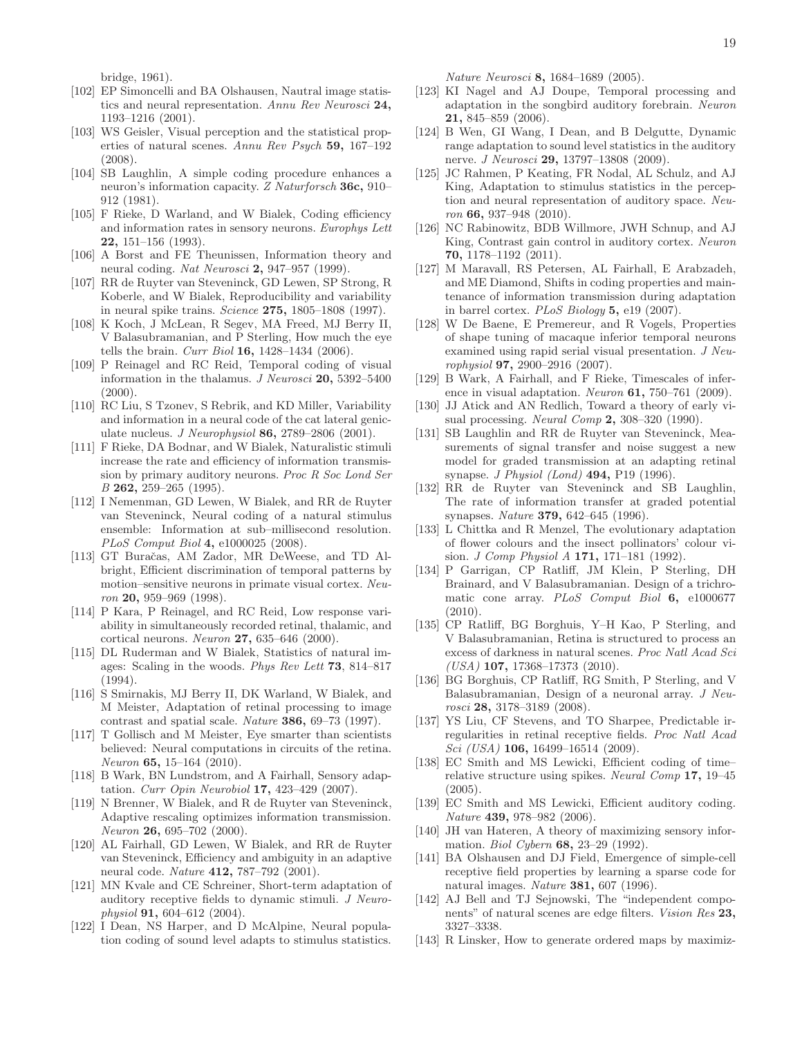bridge, 1961).

[102] EP Simoncelli and BA Olshausen, Nautral image statistics and neural representation. *Annu Rev Neurosci* **24,** 1193–1216 (2001).

[103] WS Geisler, Visual perception and the statistical properties of natural scenes. *Annu Rev Psych* **59,** 167–192 (2008).

[104] SB Laughlin, A simple coding procedure enhances a neuron's information capacity. *Z Naturforsch* **36c,** 910–912 (1981).

[105] F Rieke, D Warland, and W Bialek, Coding efficiency and information rates in sensory neurons. *Europhys Lett* **22,** 151–156 (1993).

[106] A Borst and FE Theunissen, Information theory and neural coding. *Nat Neurosci* **2,** 947–957 (1999).

[107] RR de Ruyter van Steveninck, GD Lewen, SP Strong, R Koberle, and W Bialek, Reproducibility and variability in neural spike trains. *Science* **275,** 1805–1808 (1997).

[108] K Koch, J McLean, R Segev, MA Freed, MJ Berry II, V Balasubramanian, and P Sterling, How much the eye tells the brain. *Curr Biol* **16,** 1428–1434 (2006).

[109] P Reinagel and RC Reid, Temporal coding of visual information in the thalamus. *J Neurosci* **20,** 5392–5400 (2000).

[110] RC Liu, S Tzonev, S Rebrik, and KD Miller, Variability and information in a neural code of the cat lateral geniculate nucleus. *J Neurophysiol* **86,** 2789–2806 (2001).

[111] F Rieke, DA Bodnar, and W Bialek, Naturalistic stimuli increase the rate and efficiency of information transmission by primary auditory neurons. *Proc R Soc Lond Ser B* **262,** 259–265 (1995).

[112] I Nemenman, GD Lewen, W Bialek, and RR de Ruyter van Steveninck, Neural coding of a natural stimulus ensemble: Information at sub–millisecond resolution. *PLoS Comput Biol* **4,** e1000025 (2008).

[113] GT Buračas, AM Zador, MR DeWeese, and TD Albright, Efficient discrimination of temporal patterns by motion–sensitive neurons in primate visual cortex. *Neuron* **20,** 959–969 (1998).

[114] P Kara, P Reinagel, and RC Reid, Low response variability in simultaneously recorded retinal, thalamic, and cortical neurons. *Neuron* **27,** 635–646 (2000).

[115] DL Ruderman and W Bialek, Statistics of natural images: Scaling in the woods. *Phys Rev Lett* **73**, 814–817 (1994).

[116] S Smirnakis, MJ Berry II, DK Warland, W Bialek, and M Meister, Adaptation of retinal processing to image contrast and spatial scale. *Nature* **386,** 69–73 (1997).

[117] T Gollisch and M Meister, Eye smarter than scientists believed: Neural computations in circuits of the retina. *Neuron* **65,** 15–164 (2010).

[118] B Wark, BN Lundstrom, and A Fairhall, Sensory adaptation. *Curr Opin Neurobiol* **17,** 423–429 (2007).

[119] N Brenner, W Bialek, and R de Ruyter van Steveninck, Adaptive rescaling optimizes information transmission. *Neuron* **26,** 695–702 (2000).

[120] AL Fairhall, GD Lewen, W Bialek, and RR de Ruyter van Steveninck, Efficiency and ambiguity in an adaptive neural code. *Nature* **412,** 787–792 (2001).

[121] MN Kvale and CE Schreiner, Short-term adaptation of auditory receptive fields to dynamic stimuli. *J Neurophysiol* **91,** 604–612 (2004).

[122] I Dean, NS Harper, and D McAlpine, Neural population coding of sound level adapts to stimulus statistics. *Nature Neurosci* **8,** 1684–1689 (2005).

[123] KI Nagel and AJ Doupe, Temporal processing and adaptation in the songbird auditory forebrain. *Neuron* **21,** 845–859 (2006).

[124] B Wen, GI Wang, I Dean, and B Delgutte, Dynamic range adaptation to sound level statistics in the auditory nerve. *J Neurosci* **29,** 13797–13808 (2009).

[125] JC Rahmen, P Keating, FR Nodal, AL Schulz, and AJ King, Adaptation to stimulus statistics in the perception and neural representation of auditory space. *Neuron* **66,** 937–948 (2010).

[126] NC Rabinowitz, BDB Willmore, JWH Schnup, and AJ King, Contrast gain control in auditory cortex. *Neuron* **70,** 1178–1192 (2011).

[127] M Maravall, RS Petersen, AL Fairhall, E Arabzadeh, and ME Diamond, Shifts in coding properties and maintenance of information transmission during adaptation in barrel cortex. *PLoS Biology* **5,** e19 (2007).

[128] W De Baene, E Premereur, and R Vogels, Properties of shape tuning of macaque inferior temporal neurons examined using rapid serial visual presentation. *J Neurophysiol* **97,** 2900–2916 (2007).

[129] B Wark, A Fairhall, and F Rieke, Timescales of inference in visual adaptation. *Neuron* **61,** 750–761 (2009).

[130] JJ Atick and AN Redlich, Toward a theory of early visual processing. *Neural Comp* **2,** 308–320 (1990).

[131] SB Laughlin and RR de Ruyter van Steveninck, Measurements of signal transfer and noise suggest a new model for graded transmission at an adapting retinal synapse. *J Physiol (Lond)* **494,** P19 (1996).

[132] RR de Ruyter van Steveninck and SB Laughlin, The rate of information transfer at graded potential synapses. *Nature* **379,** 642–645 (1996).

[133] L Chittka and R Menzel, The evolutionary adaptation of flower colours and the insect pollinators' colour vision. *J Comp Physiol A* **171,** 171–181 (1992).

[134] P Garrigan, CP Ratliff, JM Klein, P Sterling, DH Brainard, and V Balasubramanian. Design of a trichromatic cone array. *PLoS Comput Biol* **6,** e1000677 (2010).

[135] CP Ratliff, BG Borghuis, Y–H Kao, P Sterling, and V Balasubramanian, Retina is structured to process an excess of darkness in natural scenes. *Proc Natl Acad Sci (USA)* **107,** 17368–17373 (2010).

[136] BG Borghuis, CP Ratliff, RG Smith, P Sterling, and V Balasubramanian, Design of a neuronal array. *J Neurosci* **28,** 3178–3189 (2008).

[137] YS Liu, CF Stevens, and TO Sharpee, Predictable irregularities in retinal receptive fields. *Proc Natl Acad Sci (USA)* **106,** 16499–16514 (2009).

[138] EC Smith and MS Lewicki, Efficient coding of time–relative structure using spikes. *Neural Comp* **17,** 19–45 (2005).

[139] EC Smith and MS Lewicki, Efficient auditory coding. *Nature* **439,** 978–982 (2006).

[140] JH van Hateren, A theory of maximizing sensory information. *Biol Cybern* **68,** 23–29 (1992).

[141] BA Olshausen and DJ Field, Emergence of simple-cell receptive field properties by learning a sparse code for natural images. *Nature* **381,** 607 (1996).

[142] AJ Bell and TJ Sejnowski, The "independent components" of natural scenes are edge filters. *Vision Res* **23,** 3327–3338.

[143] R Linsker, How to generate ordered maps by maximiz-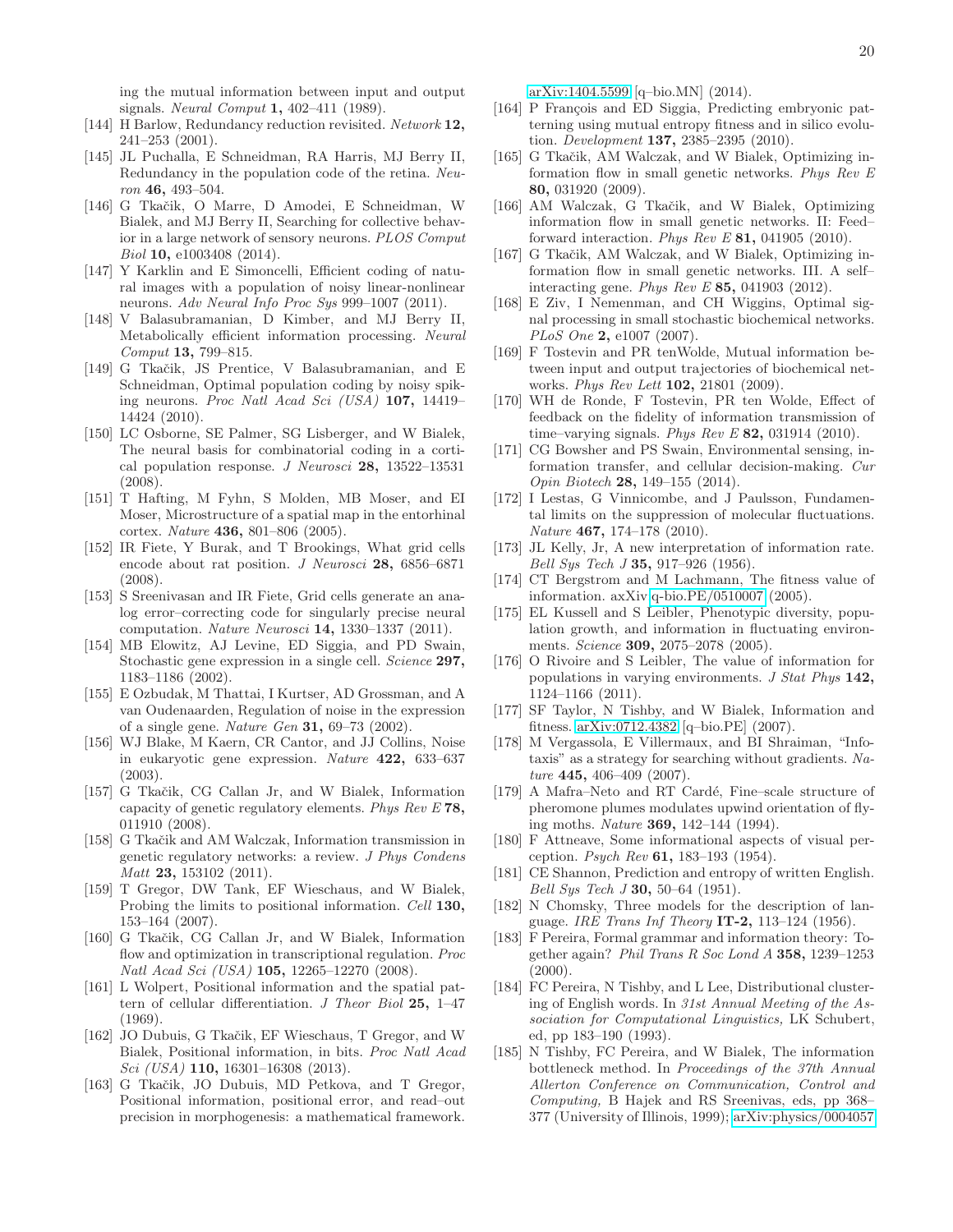ing the mutual information between input and output signals. *Neural Comput* **1,** 402–411 (1989).

[144] H Barlow, Redundancy reduction revisited. *Network* **12,** 241–253 (2001).

[145] JL Puchalla, E Schneidman, RA Harris, MJ Berry II, Redundancy in the population code of the retina. *Neuron* **46,** 493–504.

[146] G Tkačik, O Marre, D Amodei, E Schneidman, W Bialek, and MJ Berry II, Searching for collective behavior in a large network of sensory neurons. *PLOS Comput Biol* **10,** e1003408 (2014).

[147] Y Karklin and E Simoncelli, Efficient coding of natural images with a population of noisy linear-nonlinear neurons. *Adv Neural Info Proc Sys* 999–1007 (2011).

[148] V Balasubramanian, D Kimber, and MJ Berry II, Metabolically efficient information processing. *Neural Comput* **13,** 799–815.

[149] G Tkačik, JS Prentice, V Balasubramanian, and E Schneidman, Optimal population coding by noisy spiking neurons. *Proc Natl Acad Sci (USA)* **107,** 14419–14424 (2010).

[150] LC Osborne, SE Palmer, SG Lisberger, and W Bialek, The neural basis for combinatorial coding in a cortical population response. *J Neurosci* **28,** 13522–13531 (2008).

[151] T Hafting, M Fyhn, S Molden, MB Moser, and EI Moser, Microstructure of a spatial map in the entorhinal cortex. *Nature* **436,** 801–806 (2005).

[152] IR Fiete, Y Burak, and T Brookings, What grid cells encode about rat position. *J Neurosci* **28,** 6856–6871 (2008).

[153] S Sreenivasan and IR Fiete, Grid cells generate an analog error–correcting code for singularly precise neural computation. *Nature Neurosci* **14,** 1330–1337 (2011).

[154] MB Elowitz, AJ Levine, ED Siggia, and PD Swain, Stochastic gene expression in a single cell. *Science* **297,** 1183–1186 (2002).

[155] E Ozbudak, M Thattai, I Kurtser, AD Grossman, and A van Oudenaarden, Regulation of noise in the expression of a single gene. *Nature Gen* **31,** 69–73 (2002).

[156] WJ Blake, M Kaern, CR Cantor, and JJ Collins, Noise in eukaryotic gene expression. *Nature* **422,** 633–637 (2003).

[157] G Tkačik, CG Callan Jr, and W Bialek, Information capacity of genetic regulatory elements. *Phys Rev E* **78,** 011910 (2008).

[158] G Tkačik and AM Walczak, Information transmission in genetic regulatory networks: a review. *J Phys Condens Matt* **23,** 153102 (2011).

[159] T Gregor, DW Tank, EF Wieschaus, and W Bialek, Probing the limits to positional information. *Cell* **130,** 153–164 (2007).

[160] G Tkačik, CG Callan Jr, and W Bialek, Information flow and optimization in transcriptional regulation. *Proc Natl Acad Sci (USA)* **105,** 12265–12270 (2008).

[161] L Wolpert, Positional information and the spatial pattern of cellular differentiation. *J Theor Biol* **25,** 1–47 (1969).

[162] JO Dubuis, G Tkačik, EF Wieschaus, T Gregor, and W Bialek, Positional information, in bits. *Proc Natl Acad Sci (USA)* **110,** 16301–16308 (2013).

[163] G Tkačik, JO Dubuis, MD Petkova, and T Gregor, Positional information, positional error, and read–out precision in morphogenesis: a mathematical framework. arXiv:1404.5599 [q–bio.MN] (2014).

[164] P François and ED Siggia, Predicting embryonic patterning using mutual entropy fitness and in silico evolution. *Development* **137,** 2385–2395 (2010).

[165] G Tkačik, AM Walczak, and W Bialek, Optimizing information flow in small genetic networks. *Phys Rev E* **80,** 031920 (2009).

[166] AM Walczak, G Tkačik, and W Bialek, Optimizing information flow in small genetic networks. II: Feed–forward interaction. *Phys Rev E* **81,** 041905 (2010).

[167] G Tkačik, AM Walczak, and W Bialek, Optimizing information flow in small genetic networks. III. A self–interacting gene. *Phys Rev E* **85,** 041903 (2012).

[168] E Ziv, I Nemenman, and CH Wiggins, Optimal signal processing in small stochastic biochemical networks. *PLoS One* **2,** e1007 (2007).

[169] F Tostevin and PR tenWolde, Mutual information between input and output trajectories of biochemical networks. *Phys Rev Lett* **102,** 21801 (2009).

[170] WH de Ronde, F Tostevin, PR ten Wolde, Effect of feedback on the fidelity of information transmission of time–varying signals. *Phys Rev E* **82,** 031914 (2010).

[171] CG Bowsher and PS Swain, Environmental sensing, information transfer, and cellular decision-making. *Cur Opin Biotech* **28,** 149–155 (2014).

[172] I Lestas, G Vinnicombe, and J Paulsson, Fundamental limits on the suppression of molecular fluctuations. *Nature* **467,** 174–178 (2010).

[173] JL Kelly, Jr, A new interpretation of information rate. *Bell Sys Tech J* **35,** 917–926 (1956).

[174] CT Bergstrom and M Lachmann, The fitness value of information. axXiv q-bio.PE/0510007 (2005).

[175] EL Kussell and S Leibler, Phenotypic diversity, population growth, and information in fluctuating environments. *Science* **309,** 2075–2078 (2005).

[176] O Rivoire and S Leibler, The value of information for populations in varying environments. *J Stat Phys* **142,** 1124–1166 (2011).

[177] SF Taylor, N Tishby, and W Bialek, Information and fitness. arXiv:0712.4382 [q–bio.PE] (2007).

[178] M Vergassola, E Villermaux, and BI Shraiman, "Infotaxis" as a strategy for searching without gradients. *Nature* **445,** 406–409 (2007).

[179] A Mafra–Neto and RT Cardé, Fine–scale structure of pheromone plumes modulates upwind orientation of flying moths. *Nature* **369,** 142–144 (1994).

[180] F Attneave, Some informational aspects of visual perception. *Psych Rev* **61,** 183–193 (1954).

[181] CE Shannon, Prediction and entropy of written English. *Bell Sys Tech J* **30,** 50–64 (1951).

[182] N Chomsky, Three models for the description of language. *IRE Trans Inf Theory* **IT-2,** 113–124 (1956).

[183] F Pereira, Formal grammar and information theory: Together again? *Phil Trans R Soc Lond A* **358,** 1239–1253 (2000).

[184] FC Pereira, N Tishby, and L Lee, Distributional clustering of English words. In *31st Annual Meeting of the Association for Computational Linguistics,* LK Schubert, ed, pp 183–190 (1993).

[185] N Tishby, FC Pereira, and W Bialek, The information bottleneck method. In *Proceedings of the 37th Annual Allerton Conference on Communication, Control and Computing,* B Hajek and RS Sreenivas, eds, pp 368–377 (University of Illinois, 1999); arXiv:physics/0004057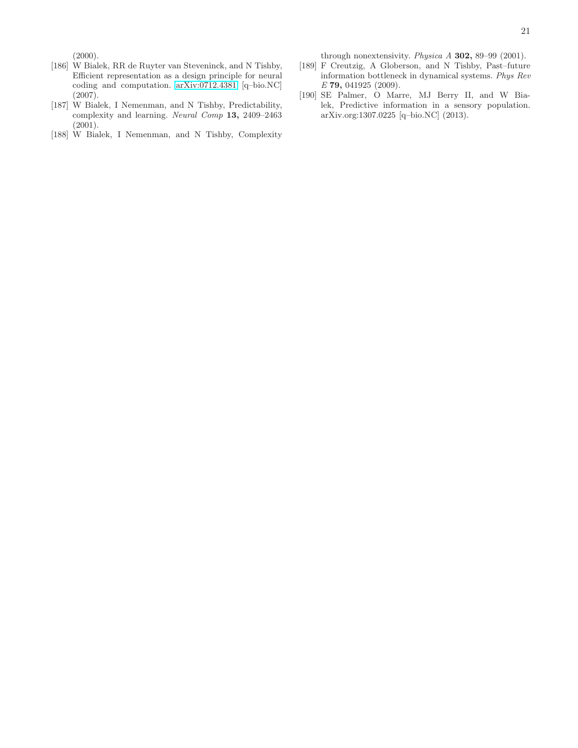(2000).

[186] W Bialek, RR de Ruyter van Steveninck, and N Tishby, Efficient representation as a design principle for neural coding and computation. arXiv:0712.4381 [q–bio.NC] (2007).

[187] W Bialek, I Nemenman, and N Tishby, Predictability, complexity and learning. *Neural Comp* **13,** 2409–2463 (2001).

[188] W Bialek, I Nemenman, and N Tishby, Complexity through nonextensivity. *Physica A* **302,** 89–99 (2001).

[189] F Creutzig, A Globerson, and N Tishby, Past–future information bottleneck in dynamical systems. *Phys Rev E* **79,** 041925 (2009).

[190] SE Palmer, O Marre, MJ Berry II, and W Bialek, Predictive information in a sensory population. arXiv.org:1307.0225 [q–bio.NC] (2013).